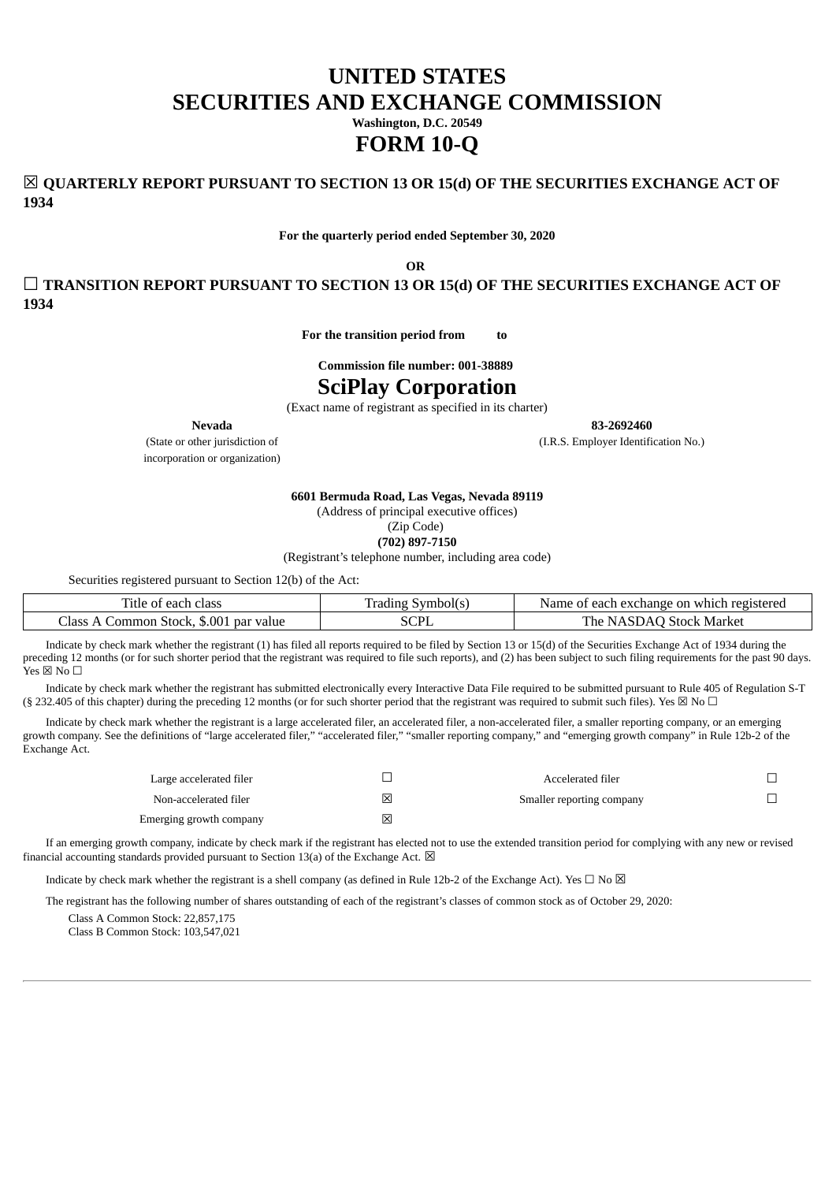# UNITED STATES
# SECURITIES AND EXCHANGE COMMISSION

**Washington, D.C. 20549**

# FORM 10-Q

## ☒ QUARTERLY REPORT PURSUANT TO SECTION 13 OR 15(d) OF THE SECURITIES EXCHANGE ACT OF 1934

**For the quarterly period ended September 30, 2020**

**OR**

## ☐ TRANSITION REPORT PURSUANT TO SECTION 13 OR 15(d) OF THE SECURITIES EXCHANGE ACT OF 1934

**For the transition period from to**

**Commission file number: 001-38889**

# SciPlay Corporation

(Exact name of registrant as specified in its charter)

| **Nevada** | **83-2692460** |
|---|---|
| (State or other jurisdiction of incorporation or organization) | (I.R.S. Employer Identification No.) |

**6601 Bermuda Road, Las Vegas, Nevada 89119**
(Address of principal executive offices)
(Zip Code)
**(702) 897-7150**
(Registrant's telephone number, including area code)

Securities registered pursuant to Section 12(b) of the Act:

| Title of each class | Trading Symbol(s) | Name of each exchange on which registered |
|---|---|---|
| Class A Common Stock, $.001 par value | SCPL | The NASDAQ Stock Market |

Indicate by check mark whether the registrant (1) has filed all reports required to be filed by Section 13 or 15(d) of the Securities Exchange Act of 1934 during the preceding 12 months (or for such shorter period that the registrant was required to file such reports), and (2) has been subject to such filing requirements for the past 90 days. Yes ☒ No ☐

Indicate by check mark whether the registrant has submitted electronically every Interactive Data File required to be submitted pursuant to Rule 405 of Regulation S-T (§ 232.405 of this chapter) during the preceding 12 months (or for such shorter period that the registrant was required to submit such files). Yes ☒ No ☐

Indicate by check mark whether the registrant is a large accelerated filer, an accelerated filer, a non-accelerated filer, a smaller reporting company, or an emerging growth company. See the definitions of "large accelerated filer," "accelerated filer," "smaller reporting company," and "emerging growth company" in Rule 12b-2 of the Exchange Act.

| | | | |
|---|---|---|---|
| Large accelerated filer | ☐ | Accelerated filer | ☐ |
| Non-accelerated filer | ☒ | Smaller reporting company | ☐ |
| Emerging growth company | ☒ | | |

If an emerging growth company, indicate by check mark if the registrant has elected not to use the extended transition period for complying with any new or revised financial accounting standards provided pursuant to Section 13(a) of the Exchange Act. ☒

Indicate by check mark whether the registrant is a shell company (as defined in Rule 12b-2 of the Exchange Act). Yes ☐ No ☒

The registrant has the following number of shares outstanding of each of the registrant's classes of common stock as of October 29, 2020:

Class A Common Stock: 22,857,175
Class B Common Stock: 103,547,021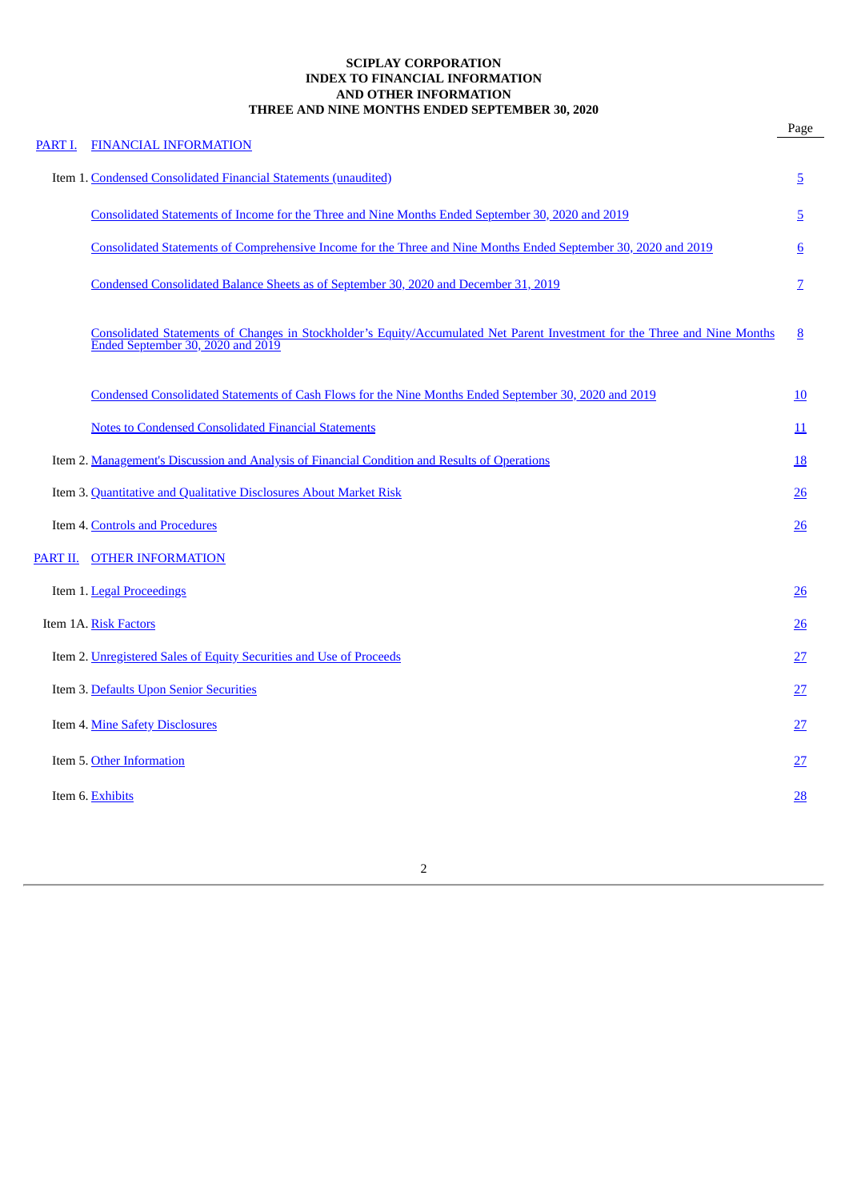**SCIPLAY CORPORATION**
**INDEX TO FINANCIAL INFORMATION**
**AND OTHER INFORMATION**
**THREE AND NINE MONTHS ENDED SEPTEMBER 30, 2020**

| | Page |
|---|---|
| PART I. FINANCIAL INFORMATION | |
| Item 1. Condensed Consolidated Financial Statements (unaudited) | 5 |
| Consolidated Statements of Income for the Three and Nine Months Ended September 30, 2020 and 2019 | 5 |
| Consolidated Statements of Comprehensive Income for the Three and Nine Months Ended September 30, 2020 and 2019 | 6 |
| Condensed Consolidated Balance Sheets as of September 30, 2020 and December 31, 2019 | 7 |
| Consolidated Statements of Changes in Stockholder's Equity/Accumulated Net Parent Investment for the Three and Nine Months Ended September 30, 2020 and 2019 | 8 |
| Condensed Consolidated Statements of Cash Flows for the Nine Months Ended September 30, 2020 and 2019 | 10 |
| Notes to Condensed Consolidated Financial Statements | 11 |
| Item 2. Management's Discussion and Analysis of Financial Condition and Results of Operations | 18 |
| Item 3. Quantitative and Qualitative Disclosures About Market Risk | 26 |
| Item 4. Controls and Procedures | 26 |
| PART II. OTHER INFORMATION | |
| Item 1. Legal Proceedings | 26 |
| Item 1A. Risk Factors | 26 |
| Item 2. Unregistered Sales of Equity Securities and Use of Proceeds | 27 |
| Item 3. Defaults Upon Senior Securities | 27 |
| Item 4. Mine Safety Disclosures | 27 |
| Item 5. Other Information | 27 |
| Item 6. Exhibits | 28 |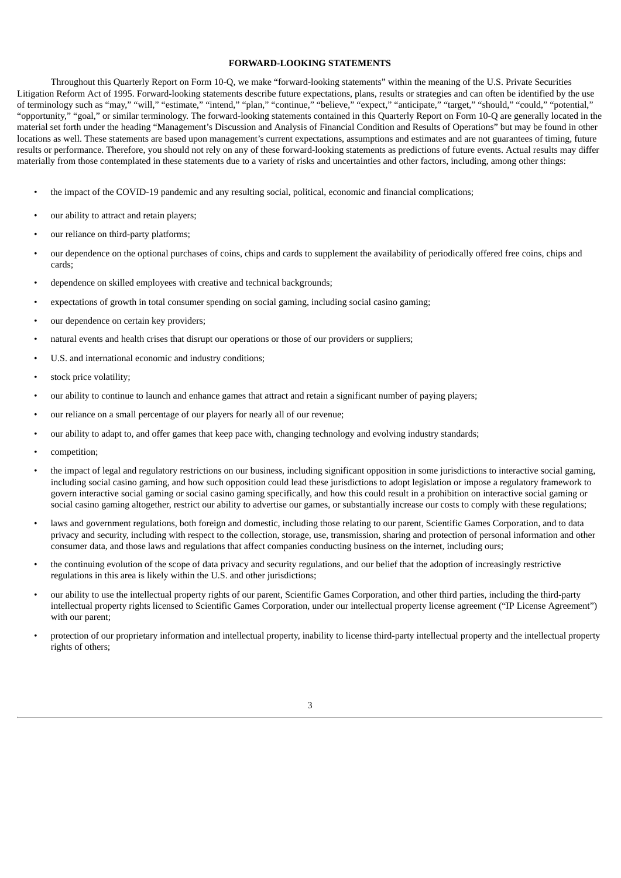**FORWARD-LOOKING STATEMENTS**

Throughout this Quarterly Report on Form 10-Q, we make "forward-looking statements" within the meaning of the U.S. Private Securities Litigation Reform Act of 1995. Forward-looking statements describe future expectations, plans, results or strategies and can often be identified by the use of terminology such as "may," "will," "estimate," "intend," "plan," "continue," "believe," "expect," "anticipate," "target," "should," "could," "potential," "opportunity," "goal," or similar terminology. The forward-looking statements contained in this Quarterly Report on Form 10-Q are generally located in the material set forth under the heading "Management's Discussion and Analysis of Financial Condition and Results of Operations" but may be found in other locations as well. These statements are based upon management's current expectations, assumptions and estimates and are not guarantees of timing, future results or performance. Therefore, you should not rely on any of these forward-looking statements as predictions of future events. Actual results may differ materially from those contemplated in these statements due to a variety of risks and uncertainties and other factors, including, among other things:

- the impact of the COVID-19 pandemic and any resulting social, political, economic and financial complications;
- our ability to attract and retain players;
- our reliance on third-party platforms;
- our dependence on the optional purchases of coins, chips and cards to supplement the availability of periodically offered free coins, chips and cards;
- dependence on skilled employees with creative and technical backgrounds;
- expectations of growth in total consumer spending on social gaming, including social casino gaming;
- our dependence on certain key providers;
- natural events and health crises that disrupt our operations or those of our providers or suppliers;
- U.S. and international economic and industry conditions;
- stock price volatility;
- our ability to continue to launch and enhance games that attract and retain a significant number of paying players;
- our reliance on a small percentage of our players for nearly all of our revenue;
- our ability to adapt to, and offer games that keep pace with, changing technology and evolving industry standards;
- competition;
- the impact of legal and regulatory restrictions on our business, including significant opposition in some jurisdictions to interactive social gaming, including social casino gaming, and how such opposition could lead these jurisdictions to adopt legislation or impose a regulatory framework to govern interactive social gaming or social casino gaming specifically, and how this could result in a prohibition on interactive social gaming or social casino gaming altogether, restrict our ability to advertise our games, or substantially increase our costs to comply with these regulations;
- laws and government regulations, both foreign and domestic, including those relating to our parent, Scientific Games Corporation, and to data privacy and security, including with respect to the collection, storage, use, transmission, sharing and protection of personal information and other consumer data, and those laws and regulations that affect companies conducting business on the internet, including ours;
- the continuing evolution of the scope of data privacy and security regulations, and our belief that the adoption of increasingly restrictive regulations in this area is likely within the U.S. and other jurisdictions;
- our ability to use the intellectual property rights of our parent, Scientific Games Corporation, and other third parties, including the third-party intellectual property rights licensed to Scientific Games Corporation, under our intellectual property license agreement ("IP License Agreement") with our parent;
- protection of our proprietary information and intellectual property, inability to license third-party intellectual property and the intellectual property rights of others;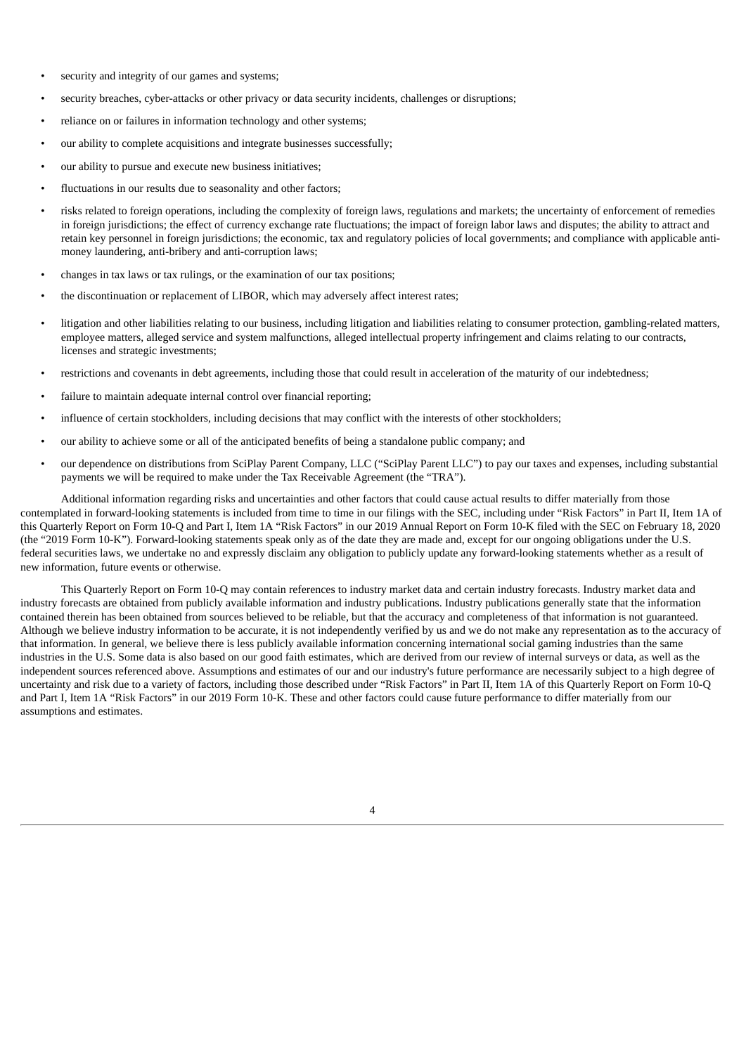- security and integrity of our games and systems;
- security breaches, cyber-attacks or other privacy or data security incidents, challenges or disruptions;
- reliance on or failures in information technology and other systems;
- our ability to complete acquisitions and integrate businesses successfully;
- our ability to pursue and execute new business initiatives;
- fluctuations in our results due to seasonality and other factors;
- risks related to foreign operations, including the complexity of foreign laws, regulations and markets; the uncertainty of enforcement of remedies in foreign jurisdictions; the effect of currency exchange rate fluctuations; the impact of foreign labor laws and disputes; the ability to attract and retain key personnel in foreign jurisdictions; the economic, tax and regulatory policies of local governments; and compliance with applicable anti-money laundering, anti-bribery and anti-corruption laws;
- changes in tax laws or tax rulings, or the examination of our tax positions;
- the discontinuation or replacement of LIBOR, which may adversely affect interest rates;
- litigation and other liabilities relating to our business, including litigation and liabilities relating to consumer protection, gambling-related matters, employee matters, alleged service and system malfunctions, alleged intellectual property infringement and claims relating to our contracts, licenses and strategic investments;
- restrictions and covenants in debt agreements, including those that could result in acceleration of the maturity of our indebtedness;
- failure to maintain adequate internal control over financial reporting;
- influence of certain stockholders, including decisions that may conflict with the interests of other stockholders;
- our ability to achieve some or all of the anticipated benefits of being a standalone public company; and
- our dependence on distributions from SciPlay Parent Company, LLC ("SciPlay Parent LLC") to pay our taxes and expenses, including substantial payments we will be required to make under the Tax Receivable Agreement (the "TRA").

Additional information regarding risks and uncertainties and other factors that could cause actual results to differ materially from those contemplated in forward-looking statements is included from time to time in our filings with the SEC, including under "Risk Factors" in Part II, Item 1A of this Quarterly Report on Form 10-Q and Part I, Item 1A "Risk Factors" in our 2019 Annual Report on Form 10-K filed with the SEC on February 18, 2020 (the "2019 Form 10-K"). Forward-looking statements speak only as of the date they are made and, except for our ongoing obligations under the U.S. federal securities laws, we undertake no and expressly disclaim any obligation to publicly update any forward-looking statements whether as a result of new information, future events or otherwise.

This Quarterly Report on Form 10-Q may contain references to industry market data and certain industry forecasts. Industry market data and industry forecasts are obtained from publicly available information and industry publications. Industry publications generally state that the information contained therein has been obtained from sources believed to be reliable, but that the accuracy and completeness of that information is not guaranteed. Although we believe industry information to be accurate, it is not independently verified by us and we do not make any representation as to the accuracy of that information. In general, we believe there is less publicly available information concerning international social gaming industries than the same industries in the U.S. Some data is also based on our good faith estimates, which are derived from our review of internal surveys or data, as well as the independent sources referenced above. Assumptions and estimates of our and our industry's future performance are necessarily subject to a high degree of uncertainty and risk due to a variety of factors, including those described under "Risk Factors" in Part II, Item 1A of this Quarterly Report on Form 10-Q and Part I, Item 1A "Risk Factors" in our 2019 Form 10-K. These and other factors could cause future performance to differ materially from our assumptions and estimates.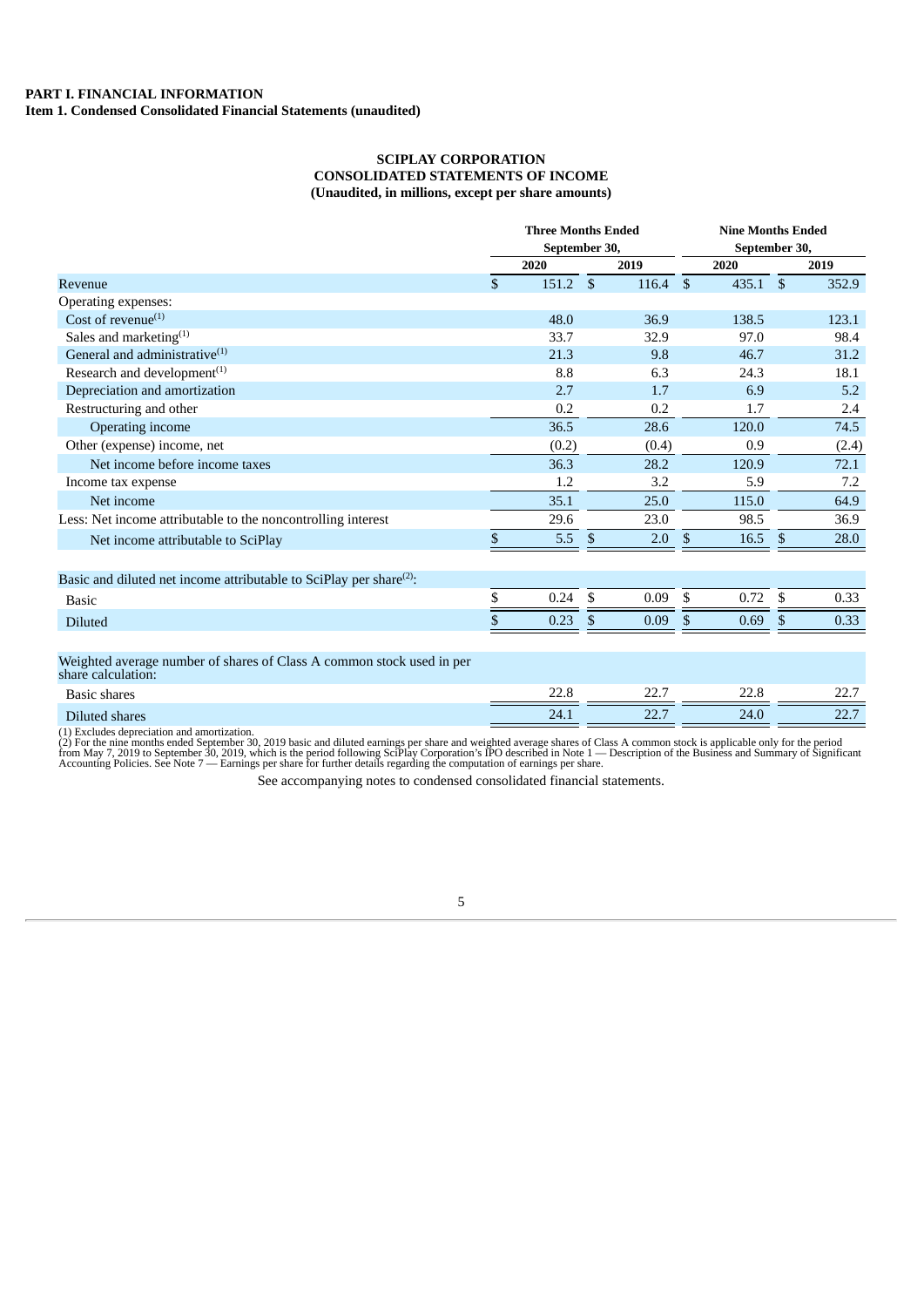**PART I. FINANCIAL INFORMATION**
**Item 1. Condensed Consolidated Financial Statements (unaudited)**

**SCIPLAY CORPORATION**
**CONSOLIDATED STATEMENTS OF INCOME**
**(Unaudited, in millions, except per share amounts)**

| | Three Months Ended September 30, | | Nine Months Ended September 30, | |
|---|---|---|---|---|
| | 2020 | 2019 | 2020 | 2019 |
| Revenue | $ 151.2 | $ 116.4 | $ 435.1 | $ 352.9 |
| Operating expenses: | | | | |
| Cost of revenue(1) | 48.0 | 36.9 | 138.5 | 123.1 |
| Sales and marketing(1) | 33.7 | 32.9 | 97.0 | 98.4 |
| General and administrative(1) | 21.3 | 9.8 | 46.7 | 31.2 |
| Research and development(1) | 8.8 | 6.3 | 24.3 | 18.1 |
| Depreciation and amortization | 2.7 | 1.7 | 6.9 | 5.2 |
| Restructuring and other | 0.2 | 0.2 | 1.7 | 2.4 |
| Operating income | 36.5 | 28.6 | 120.0 | 74.5 |
| Other (expense) income, net | (0.2) | (0.4) | 0.9 | (2.4) |
| Net income before income taxes | 36.3 | 28.2 | 120.9 | 72.1 |
| Income tax expense | 1.2 | 3.2 | 5.9 | 7.2 |
| Net income | 35.1 | 25.0 | 115.0 | 64.9 |
| Less: Net income attributable to the noncontrolling interest | 29.6 | 23.0 | 98.5 | 36.9 |
| Net income attributable to SciPlay | $ 5.5 | $ 2.0 | $ 16.5 | $ 28.0 |
| | | | | |
| Basic and diluted net income attributable to SciPlay per share(2): | | | | |
| Basic | $ 0.24 | $ 0.09 | $ 0.72 | $ 0.33 |
| Diluted | $ 0.23 | $ 0.09 | $ 0.69 | $ 0.33 |
| | | | | |
| Weighted average number of shares of Class A common stock used in per share calculation: | | | | |
| Basic shares | 22.8 | 22.7 | 22.8 | 22.7 |
| Diluted shares | 24.1 | 22.7 | 24.0 | 22.7 |

(1) Excludes depreciation and amortization.
(2) For the nine months ended September 30, 2019 basic and diluted earnings per share and weighted average shares of Class A common stock is applicable only for the period from May 7, 2019 to September 30, 2019, which is the period following SciPlay Corporation's IPO described in Note 1 — Description of the Business and Summary of Significant Accounting Policies. See Note 7 — Earnings per share for further details regarding the computation of earnings per share.

See accompanying notes to condensed consolidated financial statements.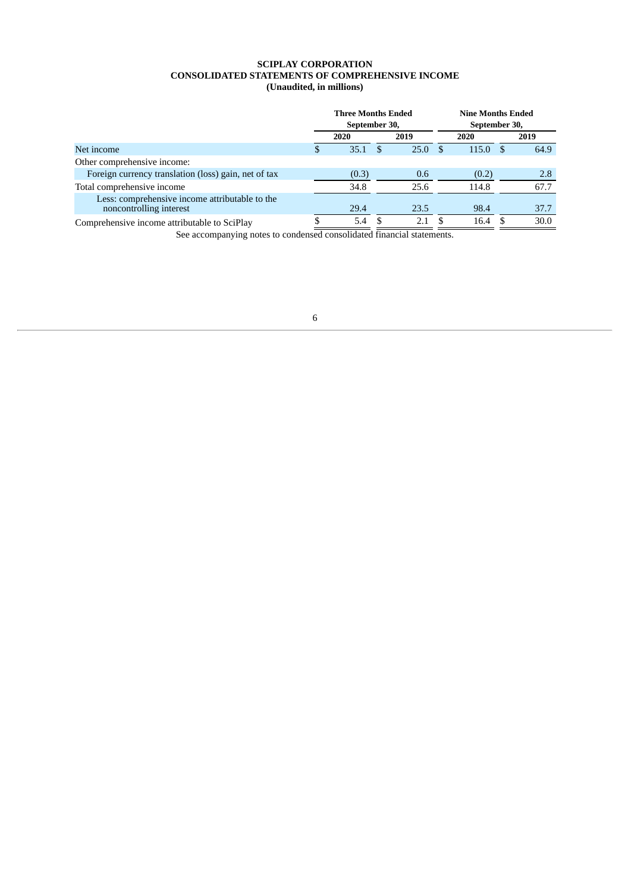**SCIPLAY CORPORATION**
**CONSOLIDATED STATEMENTS OF COMPREHENSIVE INCOME**
**(Unaudited, in millions)**

| | Three Months Ended September 30, | | Nine Months Ended September 30, | |
|---|---|---|---|---|
| | **2020** | **2019** | **2020** | **2019** |
| Net income | $ 35.1 | $ 25.0 | $ 115.0 | $ 64.9 |
| Other comprehensive income: | | | | |
| Foreign currency translation (loss) gain, net of tax | (0.3) | 0.6 | (0.2) | 2.8 |
| Total comprehensive income | 34.8 | 25.6 | 114.8 | 67.7 |
| Less: comprehensive income attributable to the noncontrolling interest | 29.4 | 23.5 | 98.4 | 37.7 |
| Comprehensive income attributable to SciPlay | $ 5.4 | $ 2.1 | $ 16.4 | $ 30.0 |

See accompanying notes to condensed consolidated financial statements.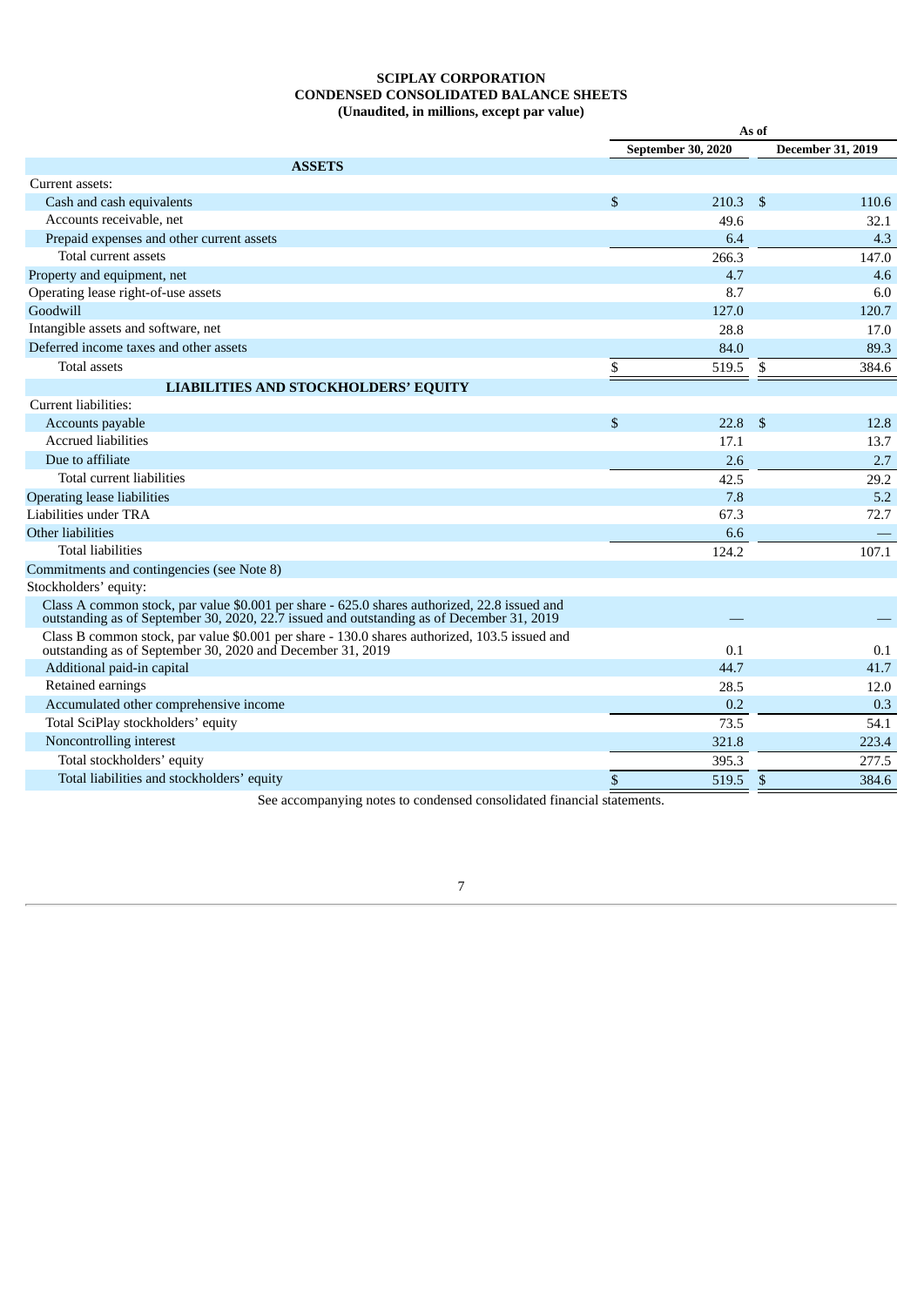**SCIPLAY CORPORATION**
**CONDENSED CONSOLIDATED BALANCE SHEETS**
**(Unaudited, in millions, except par value)**

| | As of | |
|---|---|---|
| | September 30, 2020 | December 31, 2019 |
| **ASSETS** | | |
| Current assets: | | |
| Cash and cash equivalents | $ 210.3 | $ 110.6 |
| Accounts receivable, net | 49.6 | 32.1 |
| Prepaid expenses and other current assets | 6.4 | 4.3 |
| Total current assets | 266.3 | 147.0 |
| Property and equipment, net | 4.7 | 4.6 |
| Operating lease right-of-use assets | 8.7 | 6.0 |
| Goodwill | 127.0 | 120.7 |
| Intangible assets and software, net | 28.8 | 17.0 |
| Deferred income taxes and other assets | 84.0 | 89.3 |
| Total assets | $ 519.5 | $ 384.6 |
| **LIABILITIES AND STOCKHOLDERS' EQUITY** | | |
| Current liabilities: | | |
| Accounts payable | $ 22.8 | $ 12.8 |
| Accrued liabilities | 17.1 | 13.7 |
| Due to affiliate | 2.6 | 2.7 |
| Total current liabilities | 42.5 | 29.2 |
| Operating lease liabilities | 7.8 | 5.2 |
| Liabilities under TRA | 67.3 | 72.7 |
| Other liabilities | 6.6 | — |
| Total liabilities | 124.2 | 107.1 |
| Commitments and contingencies (see Note 8) | | |
| Stockholders' equity: | | |
| Class A common stock, par value $0.001 per share - 625.0 shares authorized, 22.8 issued and outstanding as of September 30, 2020, 22.7 issued and outstanding as of December 31, 2019 | — | — |
| Class B common stock, par value $0.001 per share - 130.0 shares authorized, 103.5 issued and outstanding as of September 30, 2020 and December 31, 2019 | 0.1 | 0.1 |
| Additional paid-in capital | 44.7 | 41.7 |
| Retained earnings | 28.5 | 12.0 |
| Accumulated other comprehensive income | 0.2 | 0.3 |
| Total SciPlay stockholders' equity | 73.5 | 54.1 |
| Noncontrolling interest | 321.8 | 223.4 |
| Total stockholders' equity | 395.3 | 277.5 |
| Total liabilities and stockholders' equity | $ 519.5 | $ 384.6 |

See accompanying notes to condensed consolidated financial statements.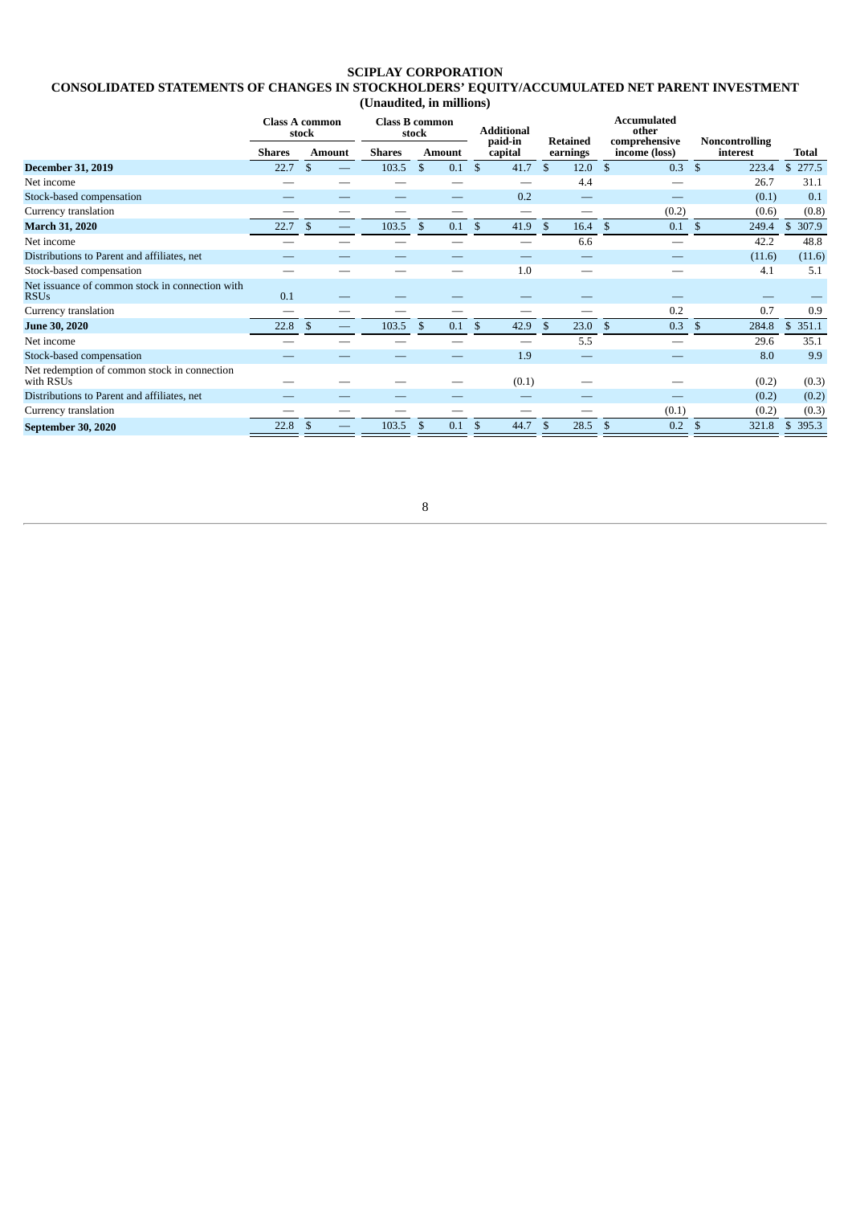# SCIPLAY CORPORATION

## CONSOLIDATED STATEMENTS OF CHANGES IN STOCKHOLDERS' EQUITY/ACCUMULATED NET PARENT INVESTMENT

**(Unaudited, in millions)**

| | Class A common stock | | Class B common stock | | Additional paid-in capital | Retained earnings | Accumulated other comprehensive income (loss) | Noncontrolling interest | Total |
|---|---|---|---|---|---|---|---|---|---|
| | Shares | Amount | Shares | Amount | | | | | |
| **December 31, 2019** | 22.7 | $ — | 103.5 | $ 0.1 | $ 41.7 | $ 12.0 | $ 0.3 | $ 223.4 | $ 277.5 |
| Net income | — | — | — | — | — | 4.4 | — | 26.7 | 31.1 |
| Stock-based compensation | — | — | — | — | 0.2 | — | — | (0.1) | 0.1 |
| Currency translation | — | — | — | — | — | — | (0.2) | (0.6) | (0.8) |
| **March 31, 2020** | 22.7 | $ — | 103.5 | $ 0.1 | $ 41.9 | $ 16.4 | $ 0.1 | $ 249.4 | $ 307.9 |
| Net income | — | — | — | — | — | 6.6 | — | 42.2 | 48.8 |
| Distributions to Parent and affiliates, net | — | — | — | — | — | — | — | (11.6) | (11.6) |
| Stock-based compensation | — | — | — | — | 1.0 | — | — | 4.1 | 5.1 |
| Net issuance of common stock in connection with RSUs | 0.1 | — | — | — | — | — | — | — | — |
| Currency translation | — | — | — | — | — | — | 0.2 | 0.7 | 0.9 |
| **June 30, 2020** | 22.8 | $ — | 103.5 | $ 0.1 | $ 42.9 | $ 23.0 | $ 0.3 | $ 284.8 | $ 351.1 |
| Net income | — | — | — | — | — | 5.5 | — | 29.6 | 35.1 |
| Stock-based compensation | — | — | — | — | 1.9 | — | — | 8.0 | 9.9 |
| Net redemption of common stock in connection with RSUs | — | — | — | — | (0.1) | — | — | (0.2) | (0.3) |
| Distributions to Parent and affiliates, net | — | — | — | — | — | — | — | (0.2) | (0.2) |
| Currency translation | — | — | — | — | — | — | (0.1) | (0.2) | (0.3) |
| **September 30, 2020** | 22.8 | $ — | 103.5 | $ 0.1 | $ 44.7 | $ 28.5 | $ 0.2 | $ 321.8 | $ 395.3 |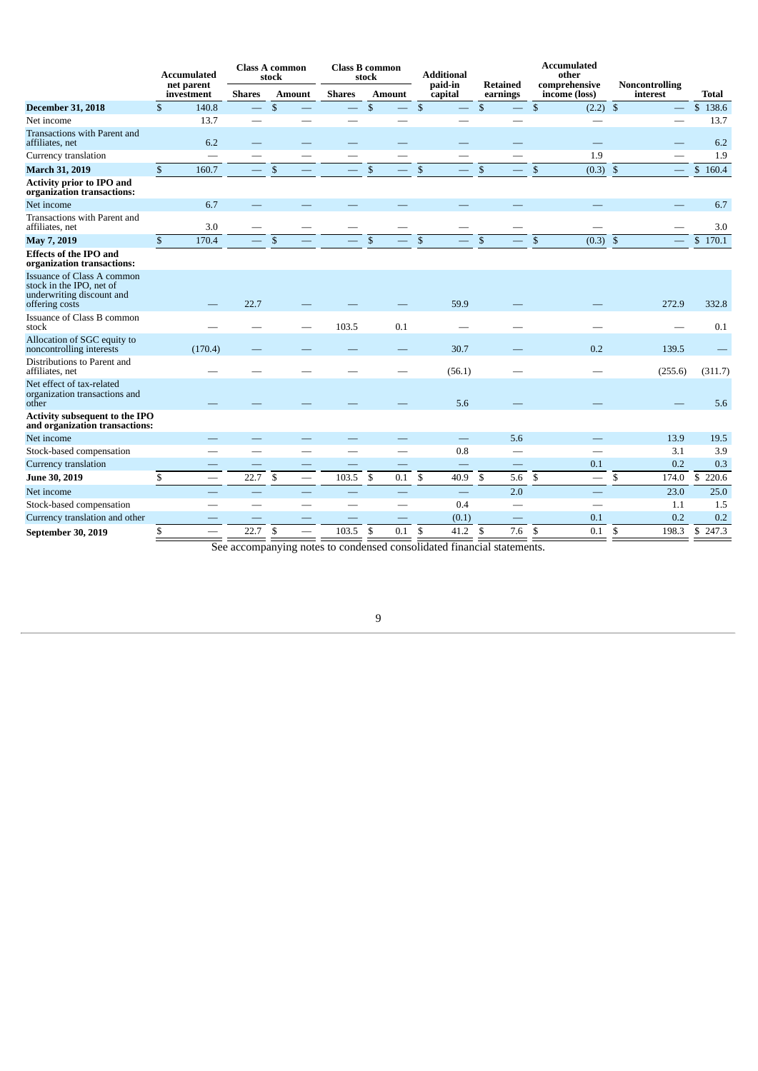| | Accumulated net parent investment | Class A common stock | | Class B common stock | | Additional paid-in capital | Retained earnings | Accumulated other comprehensive income (loss) | Noncontrolling interest | Total |
|---|---|---|---|---|---|---|---|---|---|---|
| | | Shares | Amount | Shares | Amount | | | | | |
| **December 31, 2018** | $ 140.8 | — | $ — | — | $ — | $ — | $ — | $ (2.2) | $ — | $ 138.6 |
| Net income | 13.7 | — | — | — | — | — | — | — | — | 13.7 |
| Transactions with Parent and affiliates, net | 6.2 | — | — | — | — | — | — | — | — | 6.2 |
| Currency translation | — | — | — | — | — | — | — | 1.9 | — | 1.9 |
| **March 31, 2019** | $ 160.7 | — | $ — | — | $ — | $ — | $ — | $ (0.3) | $ — | $ 160.4 |
| **Activity prior to IPO and organization transactions:** | | | | | | | | | | |
| Net income | 6.7 | — | — | — | — | — | — | — | — | 6.7 |
| Transactions with Parent and affiliates, net | 3.0 | — | — | — | — | — | — | — | — | 3.0 |
| **May 7, 2019** | $ 170.4 | — | $ — | — | $ — | $ — | $ — | $ (0.3) | $ — | $ 170.1 |
| **Effects of the IPO and organization transactions:** | | | | | | | | | | |
| Issuance of Class A common stock in the IPO, net of underwriting discount and offering costs | — | 22.7 | — | — | — | 59.9 | — | — | 272.9 | 332.8 |
| Issuance of Class B common stock | — | — | — | 103.5 | 0.1 | — | — | — | — | 0.1 |
| Allocation of SGC equity to noncontrolling interests | (170.4) | — | — | — | — | 30.7 | — | 0.2 | 139.5 | — |
| Distributions to Parent and affiliates, net | — | — | — | — | — | (56.1) | — | — | (255.6) | (311.7) |
| Net effect of tax-related organization transactions and other | — | — | — | — | — | 5.6 | — | — | — | 5.6 |
| **Activity subsequent to the IPO and organization transactions:** | | | | | | | | | | |
| Net income | — | — | — | — | — | — | 5.6 | — | 13.9 | 19.5 |
| Stock-based compensation | — | — | — | — | — | 0.8 | — | — | 3.1 | 3.9 |
| Currency translation | — | — | — | — | — | — | — | 0.1 | 0.2 | 0.3 |
| **June 30, 2019** | $ — | 22.7 | $ — | 103.5 | $ 0.1 | $ 40.9 | $ 5.6 | $ — | $ 174.0 | $ 220.6 |
| Net income | — | — | — | — | — | — | 2.0 | — | 23.0 | 25.0 |
| Stock-based compensation | — | — | — | — | — | 0.4 | — | — | 1.1 | 1.5 |
| Currency translation and other | — | — | — | — | — | (0.1) | — | 0.1 | 0.2 | 0.2 |
| **September 30, 2019** | $ — | 22.7 | $ — | 103.5 | $ 0.1 | $ 41.2 | $ 7.6 | $ 0.1 | $ 198.3 | $ 247.3 |

See accompanying notes to condensed consolidated financial statements.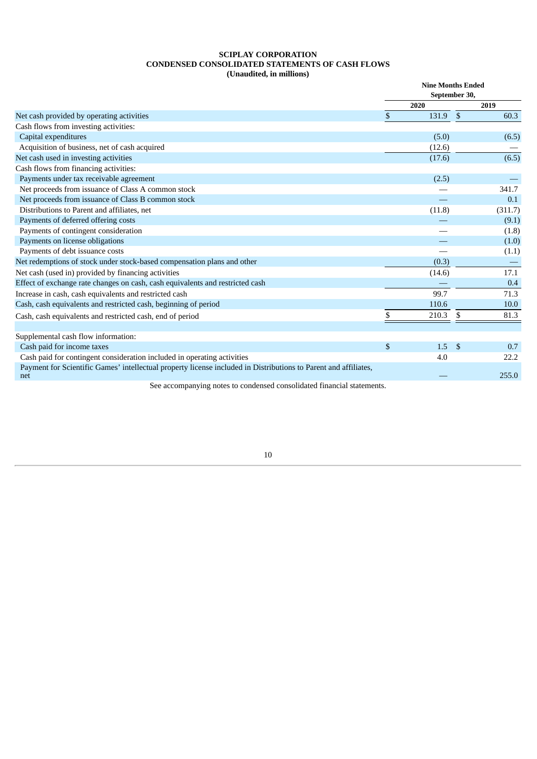**SCIPLAY CORPORATION**
**CONDENSED CONSOLIDATED STATEMENTS OF CASH FLOWS**
**(Unaudited, in millions)**

| | Nine Months Ended September 30, | |
|---|---|---|
| | 2020 | 2019 |
| Net cash provided by operating activities | $ 131.9 | $ 60.3 |
| Cash flows from investing activities: | | |
| Capital expenditures | (5.0) | (6.5) |
| Acquisition of business, net of cash acquired | (12.6) | — |
| Net cash used in investing activities | (17.6) | (6.5) |
| Cash flows from financing activities: | | |
| Payments under tax receivable agreement | (2.5) | — |
| Net proceeds from issuance of Class A common stock | — | 341.7 |
| Net proceeds from issuance of Class B common stock | — | 0.1 |
| Distributions to Parent and affiliates, net | (11.8) | (311.7) |
| Payments of deferred offering costs | — | (9.1) |
| Payments of contingent consideration | — | (1.8) |
| Payments on license obligations | — | (1.0) |
| Payments of debt issuance costs | — | (1.1) |
| Net redemptions of stock under stock-based compensation plans and other | (0.3) | — |
| Net cash (used in) provided by financing activities | (14.6) | 17.1 |
| Effect of exchange rate changes on cash, cash equivalents and restricted cash | — | 0.4 |
| Increase in cash, cash equivalents and restricted cash | 99.7 | 71.3 |
| Cash, cash equivalents and restricted cash, beginning of period | 110.6 | 10.0 |
| Cash, cash equivalents and restricted cash, end of period | $ 210.3 | $ 81.3 |
| | | |
| Supplemental cash flow information: | | |
| Cash paid for income taxes | $ 1.5 | $ 0.7 |
| Cash paid for contingent consideration included in operating activities | 4.0 | 22.2 |
| Payment for Scientific Games' intellectual property license included in Distributions to Parent and affiliates, net | — | 255.0 |

See accompanying notes to condensed consolidated financial statements.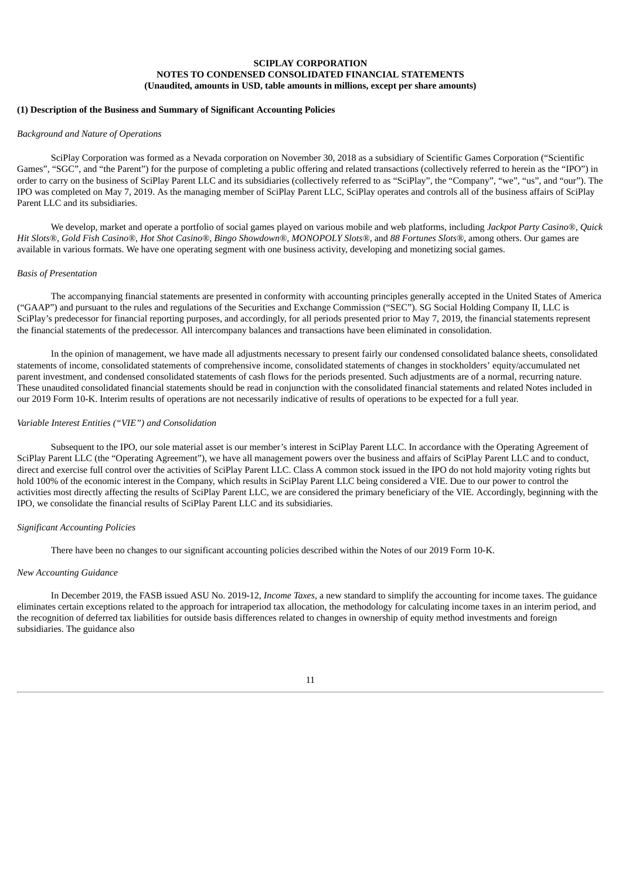**SCIPLAY CORPORATION**
**NOTES TO CONDENSED CONSOLIDATED FINANCIAL STATEMENTS**
**(Unaudited, amounts in USD, table amounts in millions, except per share amounts)**

**(1) Description of the Business and Summary of Significant Accounting Policies**

*Background and Nature of Operations*

SciPlay Corporation was formed as a Nevada corporation on November 30, 2018 as a subsidiary of Scientific Games Corporation ("Scientific Games", "SGC", and "the Parent") for the purpose of completing a public offering and related transactions (collectively referred to herein as the "IPO") in order to carry on the business of SciPlay Parent LLC and its subsidiaries (collectively referred to as "SciPlay", the "Company", "we", "us", and "our"). The IPO was completed on May 7, 2019. As the managing member of SciPlay Parent LLC, SciPlay operates and controls all of the business affairs of SciPlay Parent LLC and its subsidiaries.

We develop, market and operate a portfolio of social games played on various mobile and web platforms, including *Jackpot Party Casino*®, *Quick Hit Slots*®, *Gold Fish Casino*®, *Hot Shot Casino*®, *Bingo Showdown*®, *MONOPOLY Slots*®, and *88 Fortunes Slots*®, among others. Our games are available in various formats. We have one operating segment with one business activity, developing and monetizing social games.

*Basis of Presentation*

The accompanying financial statements are presented in conformity with accounting principles generally accepted in the United States of America ("GAAP") and pursuant to the rules and regulations of the Securities and Exchange Commission ("SEC"). SG Social Holding Company II, LLC is SciPlay's predecessor for financial reporting purposes, and accordingly, for all periods presented prior to May 7, 2019, the financial statements represent the financial statements of the predecessor. All intercompany balances and transactions have been eliminated in consolidation.

In the opinion of management, we have made all adjustments necessary to present fairly our condensed consolidated balance sheets, consolidated statements of income, consolidated statements of comprehensive income, consolidated statements of changes in stockholders' equity/accumulated net parent investment, and condensed consolidated statements of cash flows for the periods presented. Such adjustments are of a normal, recurring nature. These unaudited consolidated financial statements should be read in conjunction with the consolidated financial statements and related Notes included in our 2019 Form 10-K. Interim results of operations are not necessarily indicative of results of operations to be expected for a full year.

*Variable Interest Entities ("VIE") and Consolidation*

Subsequent to the IPO, our sole material asset is our member's interest in SciPlay Parent LLC. In accordance with the Operating Agreement of SciPlay Parent LLC (the "Operating Agreement"), we have all management powers over the business and affairs of SciPlay Parent LLC and to conduct, direct and exercise full control over the activities of SciPlay Parent LLC. Class A common stock issued in the IPO do not hold majority voting rights but hold 100% of the economic interest in the Company, which results in SciPlay Parent LLC being considered a VIE. Due to our power to control the activities most directly affecting the results of SciPlay Parent LLC, we are considered the primary beneficiary of the VIE. Accordingly, beginning with the IPO, we consolidate the financial results of SciPlay Parent LLC and its subsidiaries.

*Significant Accounting Policies*

There have been no changes to our significant accounting policies described within the Notes of our 2019 Form 10-K.

*New Accounting Guidance*

In December 2019, the FASB issued ASU No. 2019-12, *Income Taxes*, a new standard to simplify the accounting for income taxes. The guidance eliminates certain exceptions related to the approach for intraperiod tax allocation, the methodology for calculating income taxes in an interim period, and the recognition of deferred tax liabilities for outside basis differences related to changes in ownership of equity method investments and foreign subsidiaries. The guidance also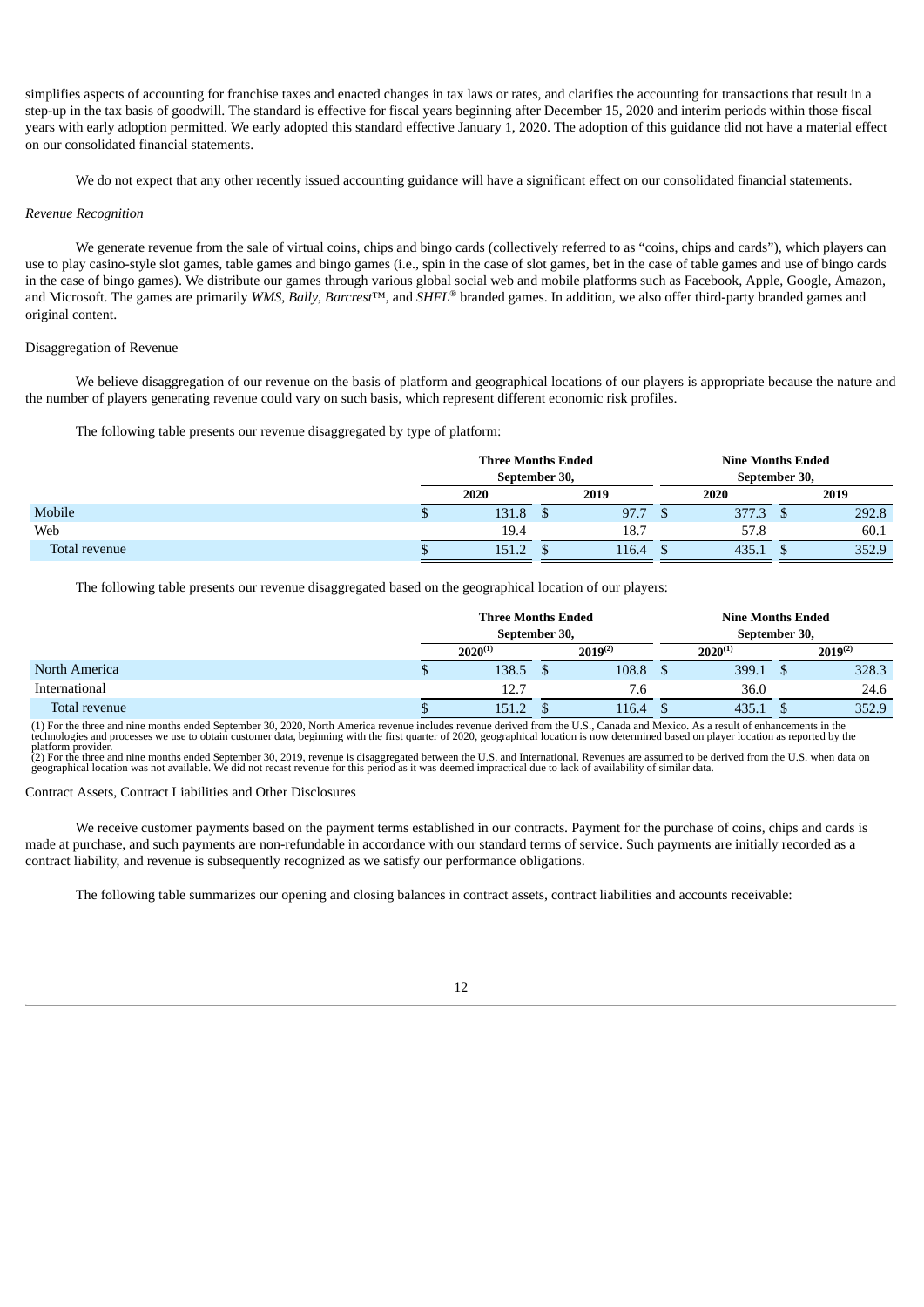simplifies aspects of accounting for franchise taxes and enacted changes in tax laws or rates, and clarifies the accounting for transactions that result in a step-up in the tax basis of goodwill. The standard is effective for fiscal years beginning after December 15, 2020 and interim periods within those fiscal years with early adoption permitted. We early adopted this standard effective January 1, 2020. The adoption of this guidance did not have a material effect on our consolidated financial statements.

We do not expect that any other recently issued accounting guidance will have a significant effect on our consolidated financial statements.

*Revenue Recognition*

We generate revenue from the sale of virtual coins, chips and bingo cards (collectively referred to as "coins, chips and cards"), which players can use to play casino-style slot games, table games and bingo games (i.e., spin in the case of slot games, bet in the case of table games and use of bingo cards in the case of bingo games). We distribute our games through various global social web and mobile platforms such as Facebook, Apple, Google, Amazon, and Microsoft. The games are primarily *WMS*, *Bally*, *Barcrest*™, and *SHFL*® branded games. In addition, we also offer third-party branded games and original content.

Disaggregation of Revenue

We believe disaggregation of our revenue on the basis of platform and geographical locations of our players is appropriate because the nature and the number of players generating revenue could vary on such basis, which represent different economic risk profiles.

The following table presents our revenue disaggregated by type of platform:

| | Three Months Ended September 30, | | Nine Months Ended September 30, | |
|---|---|---|---|---|
| | 2020 | 2019 | 2020 | 2019 |
| Mobile | $ 131.8 | $ 97.7 | $ 377.3 | $ 292.8 |
| Web | 19.4 | 18.7 | 57.8 | 60.1 |
| Total revenue | $ 151.2 | $ 116.4 | $ 435.1 | $ 352.9 |

The following table presents our revenue disaggregated based on the geographical location of our players:

| | Three Months Ended September 30, | | Nine Months Ended September 30, | |
|---|---|---|---|---|
| | 2020[(1)] | 2019[(2)] | 2020[(1)] | 2019[(2)] |
| North America | $ 138.5 | $ 108.8 | $ 399.1 | $ 328.3 |
| International | 12.7 | 7.6 | 36.0 | 24.6 |
| Total revenue | $ 151.2 | $ 116.4 | $ 435.1 | $ 352.9 |

(1) For the three and nine months ended September 30, 2020, North America revenue includes revenue derived from the U.S., Canada and Mexico. As a result of enhancements in the technologies and processes we use to obtain customer data, beginning with the first quarter of 2020, geographical location is now determined based on player location as reported by the platform provider.
(2) For the three and nine months ended September 30, 2019, revenue is disaggregated between the U.S. and International. Revenues are assumed to be derived from the U.S. when data on geographical location was not available. We did not recast revenue for this period as it was deemed impractical due to lack of availability of similar data.

Contract Assets, Contract Liabilities and Other Disclosures

We receive customer payments based on the payment terms established in our contracts. Payment for the purchase of coins, chips and cards is made at purchase, and such payments are non-refundable in accordance with our standard terms of service. Such payments are initially recorded as a contract liability, and revenue is subsequently recognized as we satisfy our performance obligations.

The following table summarizes our opening and closing balances in contract assets, contract liabilities and accounts receivable: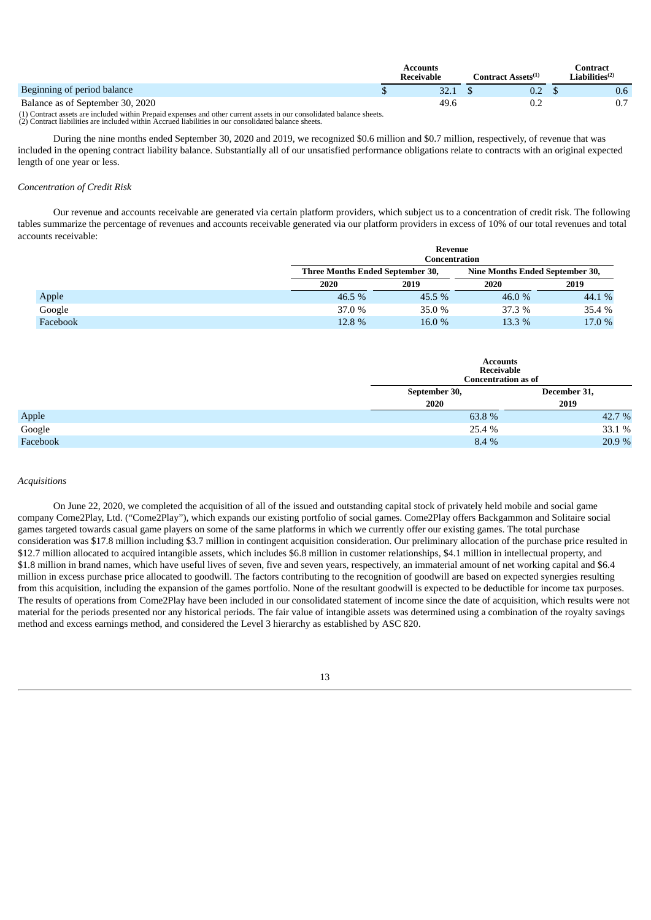| | Accounts Receivable | Contract Assets[1] | Contract Liabilities[2] |
|---|---|---|---|
| Beginning of period balance | $ 32.1 | $ 0.2 | $ 0.6 |
| Balance as of September 30, 2020 | 49.6 | 0.2 | 0.7 |

(1) Contract assets are included within Prepaid expenses and other current assets in our consolidated balance sheets.
(2) Contract liabilities are included within Accrued liabilities in our consolidated balance sheets.

During the nine months ended September 30, 2020 and 2019, we recognized $0.6 million and $0.7 million, respectively, of revenue that was included in the opening contract liability balance. Substantially all of our unsatisfied performance obligations relate to contracts with an original expected length of one year or less.

*Concentration of Credit Risk*

Our revenue and accounts receivable are generated via certain platform providers, which subject us to a concentration of credit risk. The following tables summarize the percentage of revenues and accounts receivable generated via our platform providers in excess of 10% of our total revenues and total accounts receivable:

| | Revenue Concentration | | | |
|---|---|---|---|---|
| | Three Months Ended September 30, | | Nine Months Ended September 30, | |
| | 2020 | 2019 | 2020 | 2019 |
| Apple | 46.5 % | 45.5 % | 46.0 % | 44.1 % |
| Google | 37.0 % | 35.0 % | 37.3 % | 35.4 % |
| Facebook | 12.8 % | 16.0 % | 13.3 % | 17.0 % |

| | Accounts Receivable Concentration as of | |
|---|---|---|
| | September 30, 2020 | December 31, 2019 |
| Apple | 63.8 % | 42.7 % |
| Google | 25.4 % | 33.1 % |
| Facebook | 8.4 % | 20.9 % |

*Acquisitions*

On June 22, 2020, we completed the acquisition of all of the issued and outstanding capital stock of privately held mobile and social game company Come2Play, Ltd. ("Come2Play"), which expands our existing portfolio of social games. Come2Play offers Backgammon and Solitaire social games targeted towards casual game players on some of the same platforms in which we currently offer our existing games. The total purchase consideration was $17.8 million including $3.7 million in contingent acquisition consideration. Our preliminary allocation of the purchase price resulted in $12.7 million allocated to acquired intangible assets, which includes $6.8 million in customer relationships, $4.1 million in intellectual property, and $1.8 million in brand names, which have useful lives of seven, five and seven years, respectively, an immaterial amount of net working capital and $6.4 million in excess purchase price allocated to goodwill. The factors contributing to the recognition of goodwill are based on expected synergies resulting from this acquisition, including the expansion of the games portfolio. None of the resultant goodwill is expected to be deductible for income tax purposes. The results of operations from Come2Play have been included in our consolidated statement of income since the date of acquisition, which results were not material for the periods presented nor any historical periods. The fair value of intangible assets was determined using a combination of the royalty savings method and excess earnings method, and considered the Level 3 hierarchy as established by ASC 820.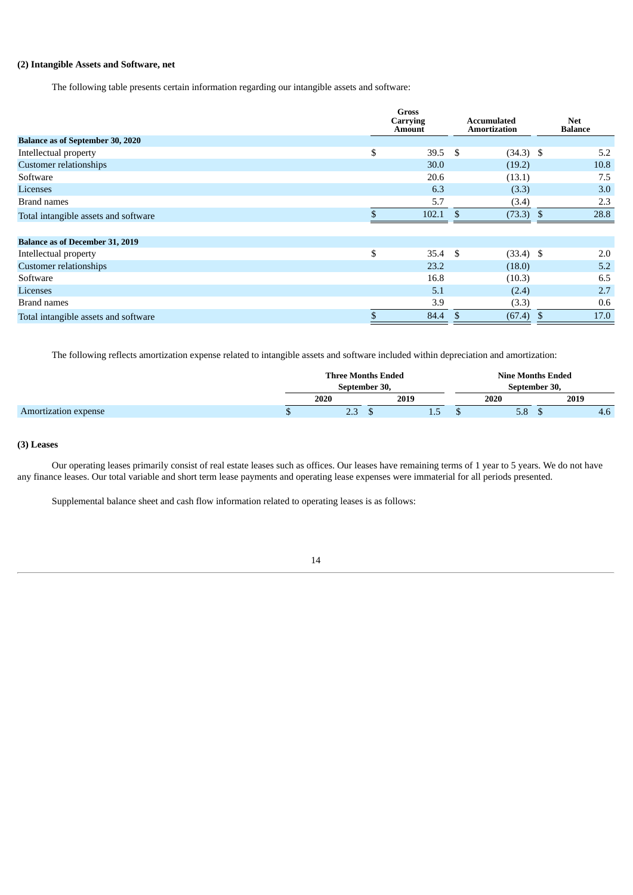**(2) Intangible Assets and Software, net**

The following table presents certain information regarding our intangible assets and software:

| | Gross Carrying Amount | Accumulated Amortization | Net Balance |
|---|---|---|---|
| **Balance as of September 30, 2020** | | | |
| Intellectual property | $ 39.5 | $ (34.3) | $ 5.2 |
| Customer relationships | 30.0 | (19.2) | 10.8 |
| Software | 20.6 | (13.1) | 7.5 |
| Licenses | 6.3 | (3.3) | 3.0 |
| Brand names | 5.7 | (3.4) | 2.3 |
| Total intangible assets and software | $ 102.1 | $ (73.3) | $ 28.8 |
| | | | |
| **Balance as of December 31, 2019** | | | |
| Intellectual property | $ 35.4 | $ (33.4) | $ 2.0 |
| Customer relationships | 23.2 | (18.0) | 5.2 |
| Software | 16.8 | (10.3) | 6.5 |
| Licenses | 5.1 | (2.4) | 2.7 |
| Brand names | 3.9 | (3.3) | 0.6 |
| Total intangible assets and software | $ 84.4 | $ (67.4) | $ 17.0 |

The following reflects amortization expense related to intangible assets and software included within depreciation and amortization:

| | Three Months Ended September 30, | | Nine Months Ended September 30, | |
|---|---|---|---|---|
| | 2020 | 2019 | 2020 | 2019 |
| Amortization expense | $ 2.3 | $ 1.5 | $ 5.8 | $ 4.6 |

**(3) Leases**

Our operating leases primarily consist of real estate leases such as offices. Our leases have remaining terms of 1 year to 5 years. We do not have any finance leases. Our total variable and short term lease payments and operating lease expenses were immaterial for all periods presented.

Supplemental balance sheet and cash flow information related to operating leases is as follows: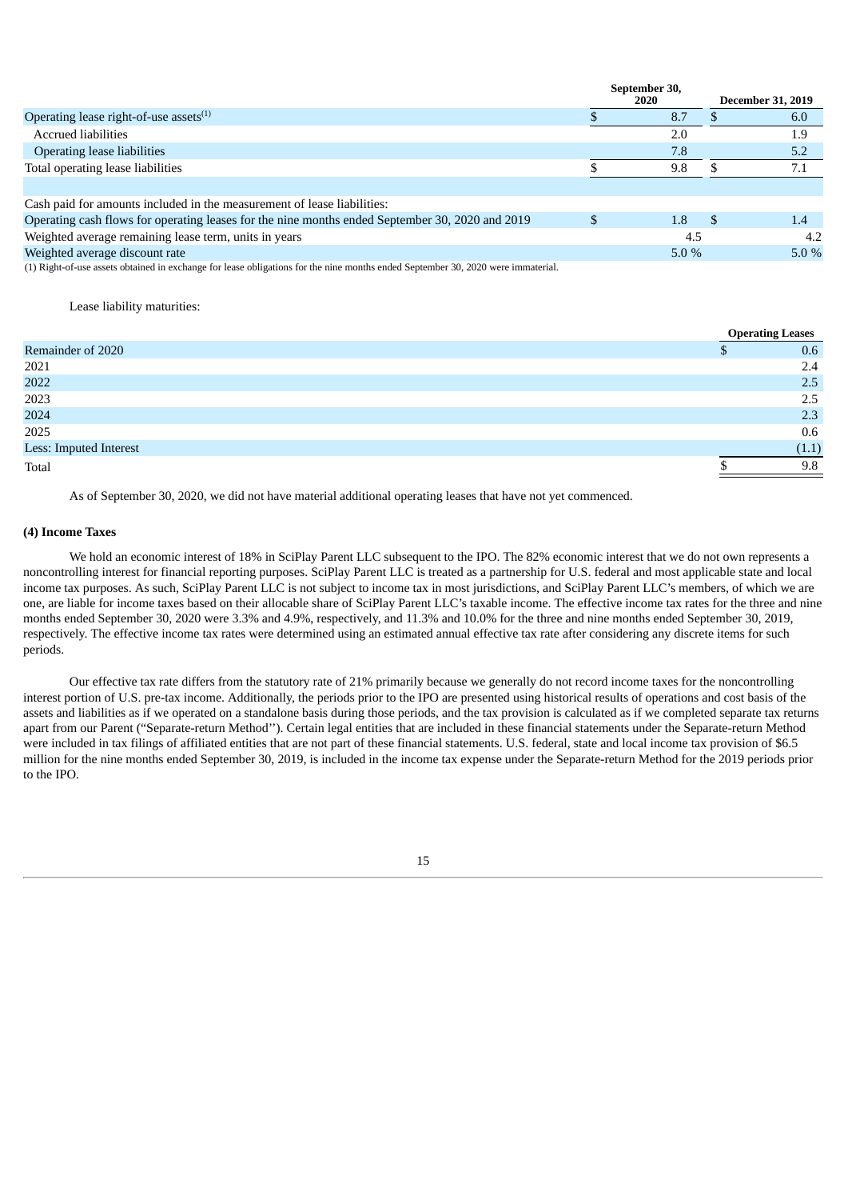| | September 30, 2020 | December 31, 2019 |
|---|---|---|
| Operating lease right-of-use assets[1] | $ 8.7 | $ 6.0 |
| Accrued liabilities | 2.0 | 1.9 |
| Operating lease liabilities | 7.8 | 5.2 |
| Total operating lease liabilities | $ 9.8 | $ 7.1 |
| | | |
| Cash paid for amounts included in the measurement of lease liabilities: | | |
| Operating cash flows for operating leases for the nine months ended September 30, 2020 and 2019 | $ 1.8 | $ 1.4 |
| Weighted average remaining lease term, units in years | 4.5 | 4.2 |
| Weighted average discount rate | 5.0 % | 5.0 % |

(1) Right-of-use assets obtained in exchange for lease obligations for the nine months ended September 30, 2020 were immaterial.

Lease liability maturities:

| | Operating Leases |
|---|---|
| Remainder of 2020 | $ 0.6 |
| 2021 | 2.4 |
| 2022 | 2.5 |
| 2023 | 2.5 |
| 2024 | 2.3 |
| 2025 | 0.6 |
| Less: Imputed Interest | (1.1) |
| Total | $ 9.8 |

As of September 30, 2020, we did not have material additional operating leases that have not yet commenced.

#### (4) Income Taxes

We hold an economic interest of 18% in SciPlay Parent LLC subsequent to the IPO. The 82% economic interest that we do not own represents a noncontrolling interest for financial reporting purposes. SciPlay Parent LLC is treated as a partnership for U.S. federal and most applicable state and local income tax purposes. As such, SciPlay Parent LLC is not subject to income tax in most jurisdictions, and SciPlay Parent LLC's members, of which we are one, are liable for income taxes based on their allocable share of SciPlay Parent LLC's taxable income. The effective income tax rates for the three and nine months ended September 30, 2020 were 3.3% and 4.9%, respectively, and 11.3% and 10.0% for the three and nine months ended September 30, 2019, respectively. The effective income tax rates were determined using an estimated annual effective tax rate after considering any discrete items for such periods.

Our effective tax rate differs from the statutory rate of 21% primarily because we generally do not record income taxes for the noncontrolling interest portion of U.S. pre-tax income. Additionally, the periods prior to the IPO are presented using historical results of operations and cost basis of the assets and liabilities as if we operated on a standalone basis during those periods, and the tax provision is calculated as if we completed separate tax returns apart from our Parent ("Separate-return Method''). Certain legal entities that are included in these financial statements under the Separate-return Method were included in tax filings of affiliated entities that are not part of these financial statements. U.S. federal, state and local income tax provision of $6.5 million for the nine months ended September 30, 2019, is included in the income tax expense under the Separate-return Method for the 2019 periods prior to the IPO.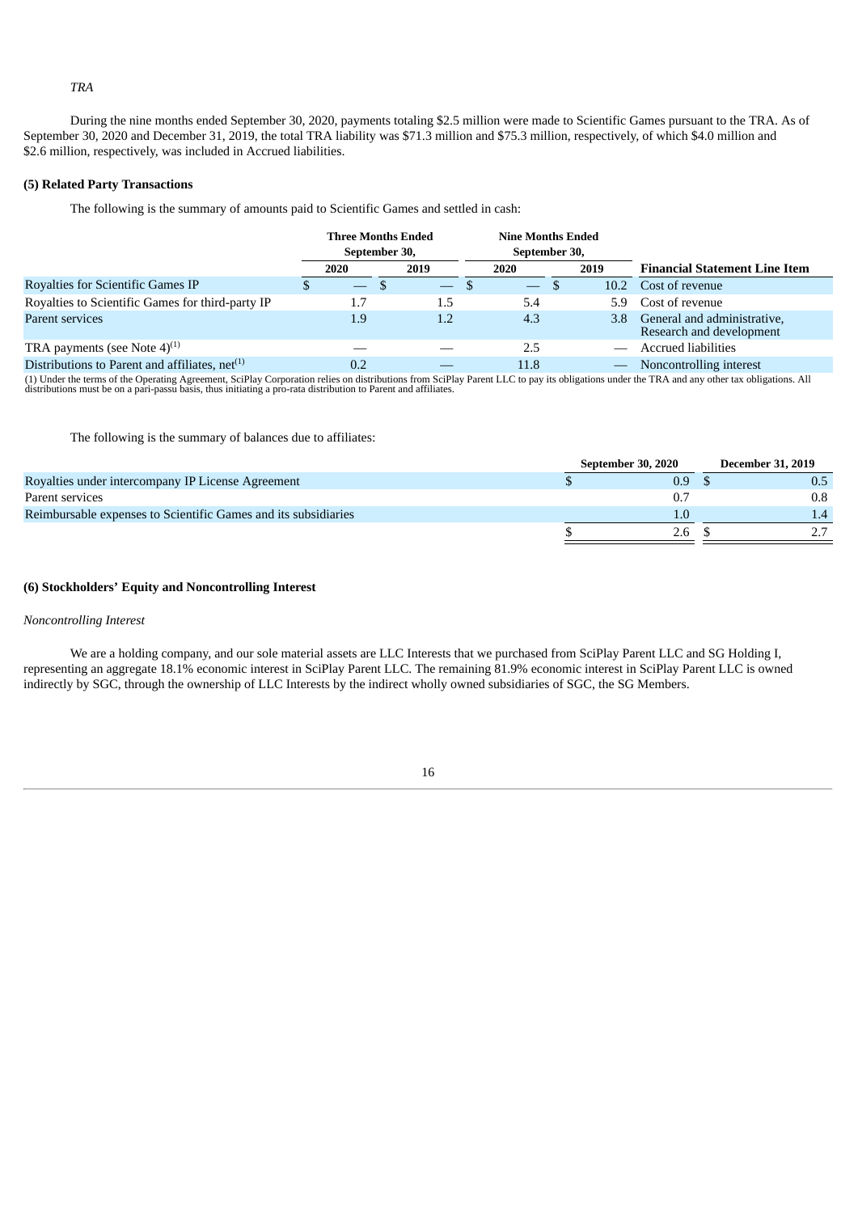*TRA*

During the nine months ended September 30, 2020, payments totaling $2.5 million were made to Scientific Games pursuant to the TRA. As of September 30, 2020 and December 31, 2019, the total TRA liability was $71.3 million and $75.3 million, respectively, of which $4.0 million and $2.6 million, respectively, was included in Accrued liabilities.

**(5) Related Party Transactions**

The following is the summary of amounts paid to Scientific Games and settled in cash:

| | Three Months Ended September 30, | | Nine Months Ended September 30, | | |
|---|---|---|---|---|---|
| | 2020 | 2019 | 2020 | 2019 | Financial Statement Line Item |
| Royalties for Scientific Games IP | $ — | $ — | $ — | $ 10.2 | Cost of revenue |
| Royalties to Scientific Games for third-party IP | 1.7 | 1.5 | 5.4 | 5.9 | Cost of revenue |
| Parent services | 1.9 | 1.2 | 4.3 | 3.8 | General and administrative, Research and development |
| TRA payments (see Note 4)[(1)] | — | — | 2.5 | — | Accrued liabilities |
| Distributions to Parent and affiliates, net[(1)] | 0.2 | — | 11.8 | — | Noncontrolling interest |

(1) Under the terms of the Operating Agreement, SciPlay Corporation relies on distributions from SciPlay Parent LLC to pay its obligations under the TRA and any other tax obligations. All distributions must be on a pari-passu basis, thus initiating a pro-rata distribution to Parent and affiliates.

The following is the summary of balances due to affiliates:

| | September 30, 2020 | December 31, 2019 |
|---|---|---|
| Royalties under intercompany IP License Agreement | $ 0.9 | $ 0.5 |
| Parent services | 0.7 | 0.8 |
| Reimbursable expenses to Scientific Games and its subsidiaries | 1.0 | 1.4 |
| | $ 2.6 | $ 2.7 |

**(6) Stockholders' Equity and Noncontrolling Interest**

*Noncontrolling Interest*

We are a holding company, and our sole material assets are LLC Interests that we purchased from SciPlay Parent LLC and SG Holding I, representing an aggregate 18.1% economic interest in SciPlay Parent LLC. The remaining 81.9% economic interest in SciPlay Parent LLC is owned indirectly by SGC, through the ownership of LLC Interests by the indirect wholly owned subsidiaries of SGC, the SG Members.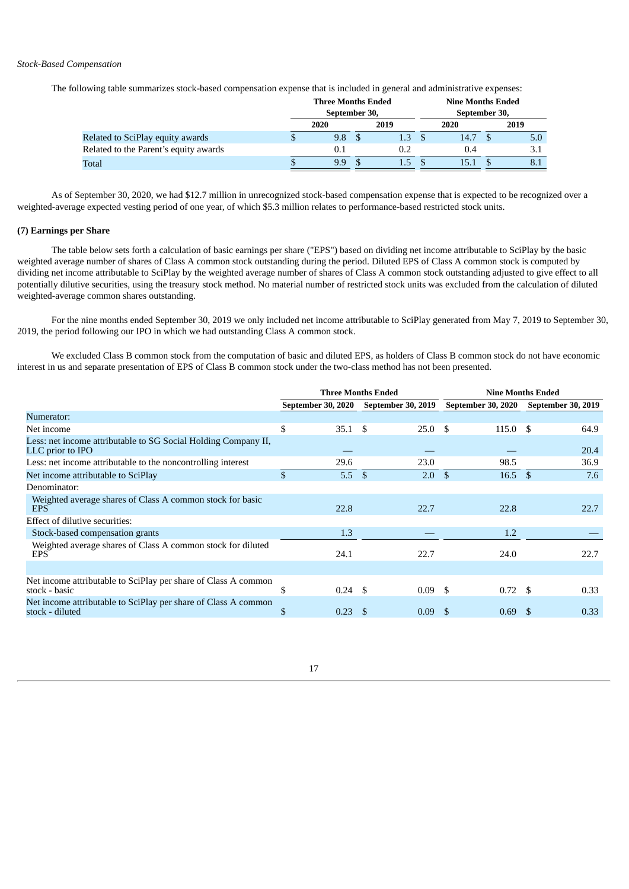*Stock-Based Compensation*

The following table summarizes stock-based compensation expense that is included in general and administrative expenses:

| | Three Months Ended September 30, | | Nine Months Ended September 30, | |
|---|---|---|---|---|
| | 2020 | 2019 | 2020 | 2019 |
| Related to SciPlay equity awards | $ 9.8 | $ 1.3 | $ 14.7 | $ 5.0 |
| Related to the Parent's equity awards | 0.1 | 0.2 | 0.4 | 3.1 |
| Total | $ 9.9 | $ 1.5 | $ 15.1 | $ 8.1 |

As of September 30, 2020, we had $12.7 million in unrecognized stock-based compensation expense that is expected to be recognized over a weighted-average expected vesting period of one year, of which $5.3 million relates to performance-based restricted stock units.

**(7) Earnings per Share**

The table below sets forth a calculation of basic earnings per share ("EPS") based on dividing net income attributable to SciPlay by the basic weighted average number of shares of Class A common stock outstanding during the period. Diluted EPS of Class A common stock is computed by dividing net income attributable to SciPlay by the weighted average number of shares of Class A common stock outstanding adjusted to give effect to all potentially dilutive securities, using the treasury stock method. No material number of restricted stock units was excluded from the calculation of diluted weighted-average common shares outstanding.

For the nine months ended September 30, 2019 we only included net income attributable to SciPlay generated from May 7, 2019 to September 30, 2019, the period following our IPO in which we had outstanding Class A common stock.

We excluded Class B common stock from the computation of basic and diluted EPS, as holders of Class B common stock do not have economic interest in us and separate presentation of EPS of Class B common stock under the two-class method has not been presented.

| | Three Months Ended | | Nine Months Ended | |
|---|---|---|---|---|
| | September 30, 2020 | September 30, 2019 | September 30, 2020 | September 30, 2019 |
| Numerator: | | | | |
| Net income | $ 35.1 | $ 25.0 | $ 115.0 | $ 64.9 |
| Less: net income attributable to SG Social Holding Company II, LLC prior to IPO | — | — | — | 20.4 |
| Less: net income attributable to the noncontrolling interest | 29.6 | 23.0 | 98.5 | 36.9 |
| Net income attributable to SciPlay | $ 5.5 | $ 2.0 | $ 16.5 | $ 7.6 |
| Denominator: | | | | |
| Weighted average shares of Class A common stock for basic EPS | 22.8 | 22.7 | 22.8 | 22.7 |
| Effect of dilutive securities: | | | | |
| Stock-based compensation grants | 1.3 | — | 1.2 | — |
| Weighted average shares of Class A common stock for diluted EPS | 24.1 | 22.7 | 24.0 | 22.7 |
| | | | | |
| Net income attributable to SciPlay per share of Class A common stock - basic | $ 0.24 | $ 0.09 | $ 0.72 | $ 0.33 |
| Net income attributable to SciPlay per share of Class A common stock - diluted | $ 0.23 | $ 0.09 | $ 0.69 | $ 0.33 |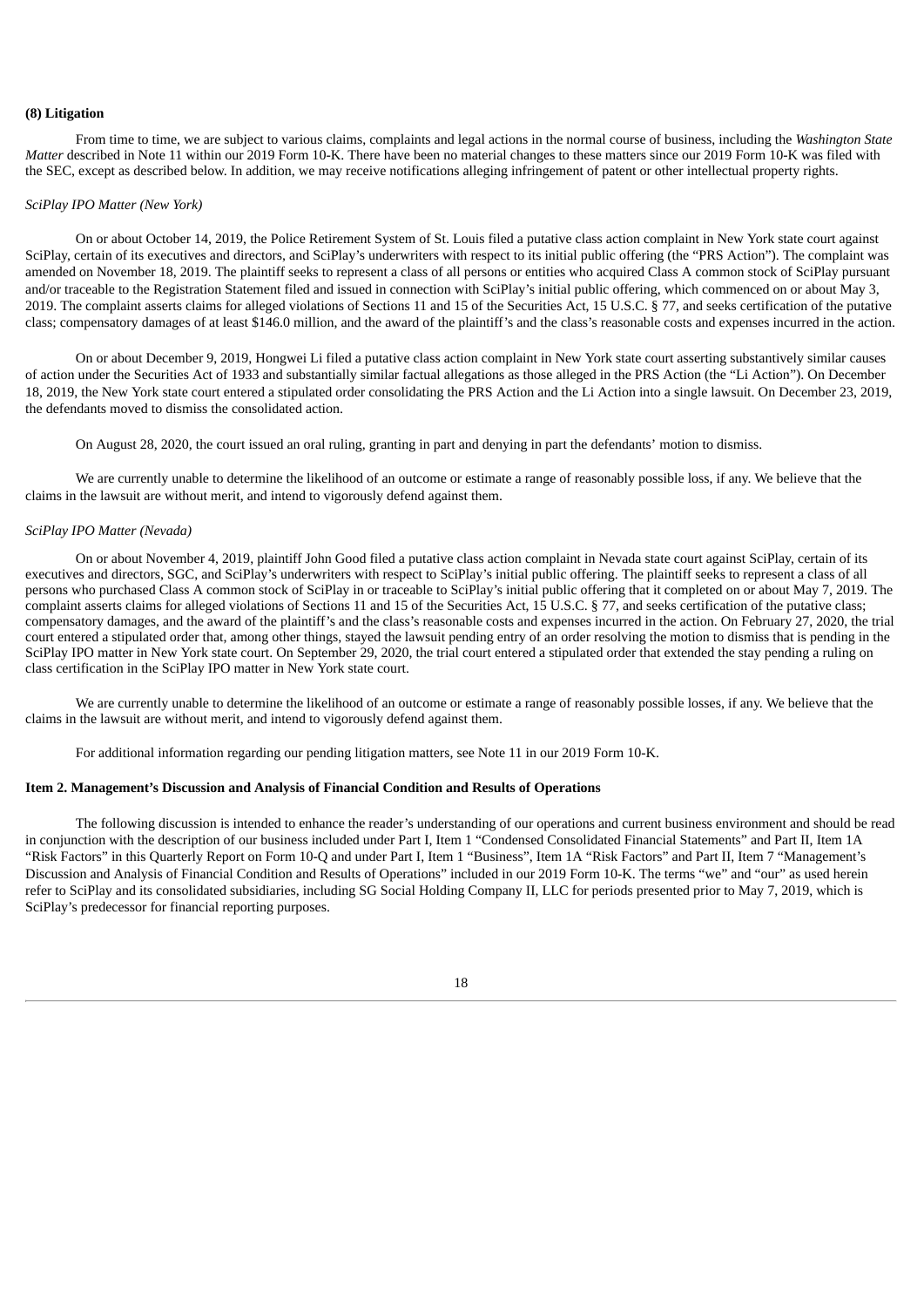**(8) Litigation**

From time to time, we are subject to various claims, complaints and legal actions in the normal course of business, including the *Washington State Matter* described in Note 11 within our 2019 Form 10-K. There have been no material changes to these matters since our 2019 Form 10-K was filed with the SEC, except as described below. In addition, we may receive notifications alleging infringement of patent or other intellectual property rights.

*SciPlay IPO Matter (New York)*

On or about October 14, 2019, the Police Retirement System of St. Louis filed a putative class action complaint in New York state court against SciPlay, certain of its executives and directors, and SciPlay's underwriters with respect to its initial public offering (the "PRS Action"). The complaint was amended on November 18, 2019. The plaintiff seeks to represent a class of all persons or entities who acquired Class A common stock of SciPlay pursuant and/or traceable to the Registration Statement filed and issued in connection with SciPlay's initial public offering, which commenced on or about May 3, 2019. The complaint asserts claims for alleged violations of Sections 11 and 15 of the Securities Act, 15 U.S.C. § 77, and seeks certification of the putative class; compensatory damages of at least $146.0 million, and the award of the plaintiff's and the class's reasonable costs and expenses incurred in the action.

On or about December 9, 2019, Hongwei Li filed a putative class action complaint in New York state court asserting substantively similar causes of action under the Securities Act of 1933 and substantially similar factual allegations as those alleged in the PRS Action (the "Li Action"). On December 18, 2019, the New York state court entered a stipulated order consolidating the PRS Action and the Li Action into a single lawsuit. On December 23, 2019, the defendants moved to dismiss the consolidated action.

On August 28, 2020, the court issued an oral ruling, granting in part and denying in part the defendants' motion to dismiss.

We are currently unable to determine the likelihood of an outcome or estimate a range of reasonably possible loss, if any. We believe that the claims in the lawsuit are without merit, and intend to vigorously defend against them.

*SciPlay IPO Matter (Nevada)*

On or about November 4, 2019, plaintiff John Good filed a putative class action complaint in Nevada state court against SciPlay, certain of its executives and directors, SGC, and SciPlay's underwriters with respect to SciPlay's initial public offering. The plaintiff seeks to represent a class of all persons who purchased Class A common stock of SciPlay in or traceable to SciPlay's initial public offering that it completed on or about May 7, 2019. The complaint asserts claims for alleged violations of Sections 11 and 15 of the Securities Act, 15 U.S.C. § 77, and seeks certification of the putative class; compensatory damages, and the award of the plaintiff's and the class's reasonable costs and expenses incurred in the action. On February 27, 2020, the trial court entered a stipulated order that, among other things, stayed the lawsuit pending entry of an order resolving the motion to dismiss that is pending in the SciPlay IPO matter in New York state court. On September 29, 2020, the trial court entered a stipulated order that extended the stay pending a ruling on class certification in the SciPlay IPO matter in New York state court.

We are currently unable to determine the likelihood of an outcome or estimate a range of reasonably possible losses, if any. We believe that the claims in the lawsuit are without merit, and intend to vigorously defend against them.

For additional information regarding our pending litigation matters, see Note 11 in our 2019 Form 10-K.

## Item 2. Management's Discussion and Analysis of Financial Condition and Results of Operations

The following discussion is intended to enhance the reader's understanding of our operations and current business environment and should be read in conjunction with the description of our business included under Part I, Item 1 "Condensed Consolidated Financial Statements" and Part II, Item 1A "Risk Factors" in this Quarterly Report on Form 10-Q and under Part I, Item 1 "Business", Item 1A "Risk Factors" and Part II, Item 7 "Management's Discussion and Analysis of Financial Condition and Results of Operations" included in our 2019 Form 10-K. The terms "we" and "our" as used herein refer to SciPlay and its consolidated subsidiaries, including SG Social Holding Company II, LLC for periods presented prior to May 7, 2019, which is SciPlay's predecessor for financial reporting purposes.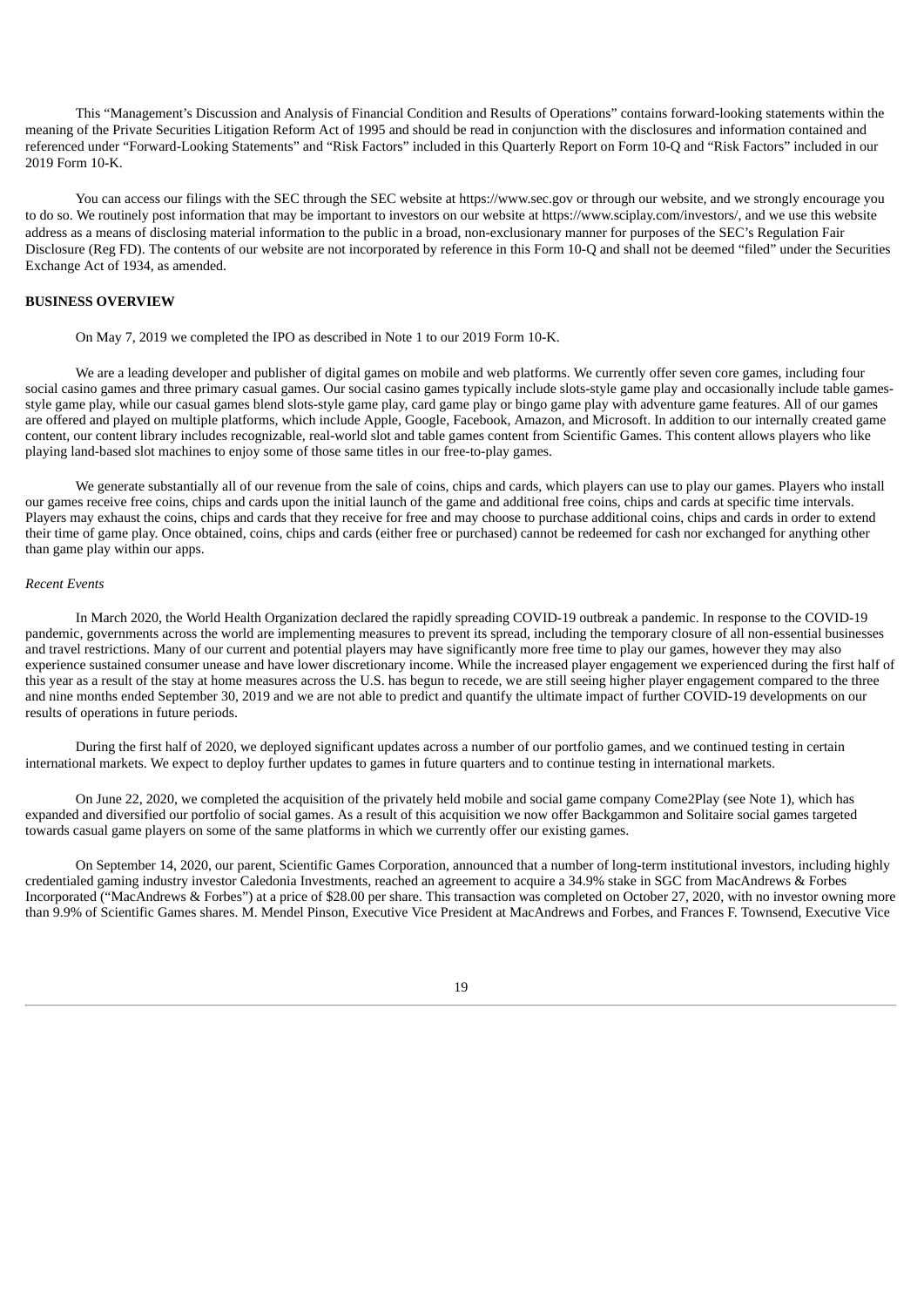This "Management's Discussion and Analysis of Financial Condition and Results of Operations" contains forward-looking statements within the meaning of the Private Securities Litigation Reform Act of 1995 and should be read in conjunction with the disclosures and information contained and referenced under "Forward-Looking Statements" and "Risk Factors" included in this Quarterly Report on Form 10-Q and "Risk Factors" included in our 2019 Form 10-K.

You can access our filings with the SEC through the SEC website at https://www.sec.gov or through our website, and we strongly encourage you to do so. We routinely post information that may be important to investors on our website at https://www.sciplay.com/investors/, and we use this website address as a means of disclosing material information to the public in a broad, non-exclusionary manner for purposes of the SEC's Regulation Fair Disclosure (Reg FD). The contents of our website are not incorporated by reference in this Form 10-Q and shall not be deemed "filed" under the Securities Exchange Act of 1934, as amended.

**BUSINESS OVERVIEW**

On May 7, 2019 we completed the IPO as described in Note 1 to our 2019 Form 10-K.

We are a leading developer and publisher of digital games on mobile and web platforms. We currently offer seven core games, including four social casino games and three primary casual games. Our social casino games typically include slots-style game play and occasionally include table games-style game play, while our casual games blend slots-style game play, card game play or bingo game play with adventure game features. All of our games are offered and played on multiple platforms, which include Apple, Google, Facebook, Amazon, and Microsoft. In addition to our internally created game content, our content library includes recognizable, real-world slot and table games content from Scientific Games. This content allows players who like playing land-based slot machines to enjoy some of those same titles in our free-to-play games.

We generate substantially all of our revenue from the sale of coins, chips and cards, which players can use to play our games. Players who install our games receive free coins, chips and cards upon the initial launch of the game and additional free coins, chips and cards at specific time intervals. Players may exhaust the coins, chips and cards that they receive for free and may choose to purchase additional coins, chips and cards in order to extend their time of game play. Once obtained, coins, chips and cards (either free or purchased) cannot be redeemed for cash nor exchanged for anything other than game play within our apps.

*Recent Events*

In March 2020, the World Health Organization declared the rapidly spreading COVID-19 outbreak a pandemic. In response to the COVID-19 pandemic, governments across the world are implementing measures to prevent its spread, including the temporary closure of all non-essential businesses and travel restrictions. Many of our current and potential players may have significantly more free time to play our games, however they may also experience sustained consumer unease and have lower discretionary income. While the increased player engagement we experienced during the first half of this year as a result of the stay at home measures across the U.S. has begun to recede, we are still seeing higher player engagement compared to the three and nine months ended September 30, 2019 and we are not able to predict and quantify the ultimate impact of further COVID-19 developments on our results of operations in future periods.

During the first half of 2020, we deployed significant updates across a number of our portfolio games, and we continued testing in certain international markets. We expect to deploy further updates to games in future quarters and to continue testing in international markets.

On June 22, 2020, we completed the acquisition of the privately held mobile and social game company Come2Play (see Note 1), which has expanded and diversified our portfolio of social games. As a result of this acquisition we now offer Backgammon and Solitaire social games targeted towards casual game players on some of the same platforms in which we currently offer our existing games.

On September 14, 2020, our parent, Scientific Games Corporation, announced that a number of long-term institutional investors, including highly credentialed gaming industry investor Caledonia Investments, reached an agreement to acquire a 34.9% stake in SGC from MacAndrews & Forbes Incorporated ("MacAndrews & Forbes") at a price of $28.00 per share. This transaction was completed on October 27, 2020, with no investor owning more than 9.9% of Scientific Games shares. M. Mendel Pinson, Executive Vice President at MacAndrews and Forbes, and Frances F. Townsend, Executive Vice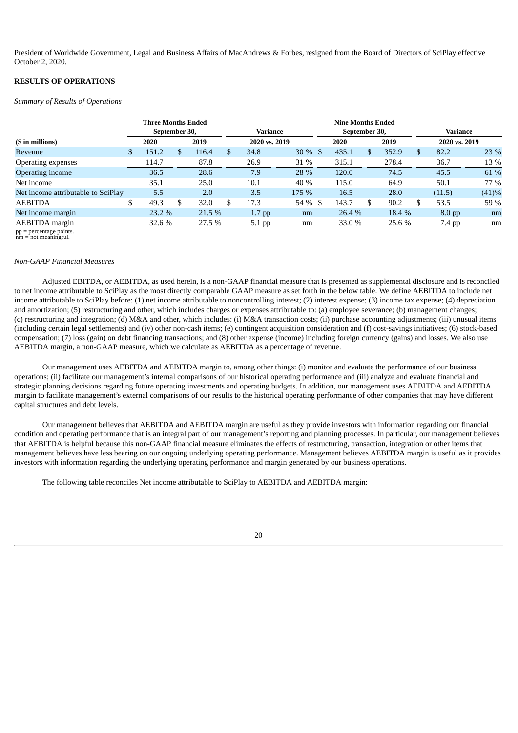President of Worldwide Government, Legal and Business Affairs of MacAndrews & Forbes, resigned from the Board of Directors of SciPlay effective October 2, 2020.

**RESULTS OF OPERATIONS**

*Summary of Results of Operations*

| ($ in millions) | Three Months Ended September 30, 2020 | Three Months Ended September 30, 2019 | Variance 2020 vs. 2019 | | Nine Months Ended September 30, 2020 | Nine Months Ended September 30, 2019 | Variance 2020 vs. 2019 | |
|---|---|---|---|---|---|---|---|---|
| Revenue | $ 151.2 | $ 116.4 | $ 34.8 | 30 % | $ 435.1 | $ 352.9 | $ 82.2 | 23 % |
| Operating expenses | 114.7 | 87.8 | 26.9 | 31 % | 315.1 | 278.4 | 36.7 | 13 % |
| Operating income | 36.5 | 28.6 | 7.9 | 28 % | 120.0 | 74.5 | 45.5 | 61 % |
| Net income | 35.1 | 25.0 | 10.1 | 40 % | 115.0 | 64.9 | 50.1 | 77 % |
| Net income attributable to SciPlay | 5.5 | 2.0 | 3.5 | 175 % | 16.5 | 28.0 | (11.5) | (41)% |
| AEBITDA | $ 49.3 | $ 32.0 | $ 17.3 | 54 % | $ 143.7 | $ 90.2 | $ 53.5 | 59 % |
| Net income margin | 23.2 % | 21.5 % | 1.7 pp | nm | 26.4 % | 18.4 % | 8.0 pp | nm |
| AEBITDA margin | 32.6 % | 27.5 % | 5.1 pp | nm | 33.0 % | 25.6 % | 7.4 pp | nm |

pp = percentage points.
nm = not meaningful.

*Non-GAAP Financial Measures*

Adjusted EBITDA, or AEBITDA, as used herein, is a non-GAAP financial measure that is presented as supplemental disclosure and is reconciled to net income attributable to SciPlay as the most directly comparable GAAP measure as set forth in the below table. We define AEBITDA to include net income attributable to SciPlay before: (1) net income attributable to noncontrolling interest; (2) interest expense; (3) income tax expense; (4) depreciation and amortization; (5) restructuring and other, which includes charges or expenses attributable to: (a) employee severance; (b) management changes; (c) restructuring and integration; (d) M&A and other, which includes: (i) M&A transaction costs; (ii) purchase accounting adjustments; (iii) unusual items (including certain legal settlements) and (iv) other non-cash items; (e) contingent acquisition consideration and (f) cost-savings initiatives; (6) stock-based compensation; (7) loss (gain) on debt financing transactions; and (8) other expense (income) including foreign currency (gains) and losses. We also use AEBITDA margin, a non-GAAP measure, which we calculate as AEBITDA as a percentage of revenue.

Our management uses AEBITDA and AEBITDA margin to, among other things: (i) monitor and evaluate the performance of our business operations; (ii) facilitate our management's internal comparisons of our historical operating performance and (iii) analyze and evaluate financial and strategic planning decisions regarding future operating investments and operating budgets. In addition, our management uses AEBITDA and AEBITDA margin to facilitate management's external comparisons of our results to the historical operating performance of other companies that may have different capital structures and debt levels.

Our management believes that AEBITDA and AEBITDA margin are useful as they provide investors with information regarding our financial condition and operating performance that is an integral part of our management's reporting and planning processes. In particular, our management believes that AEBITDA is helpful because this non-GAAP financial measure eliminates the effects of restructuring, transaction, integration or other items that management believes have less bearing on our ongoing underlying operating performance. Management believes AEBITDA margin is useful as it provides investors with information regarding the underlying operating performance and margin generated by our business operations.

The following table reconciles Net income attributable to SciPlay to AEBITDA and AEBITDA margin: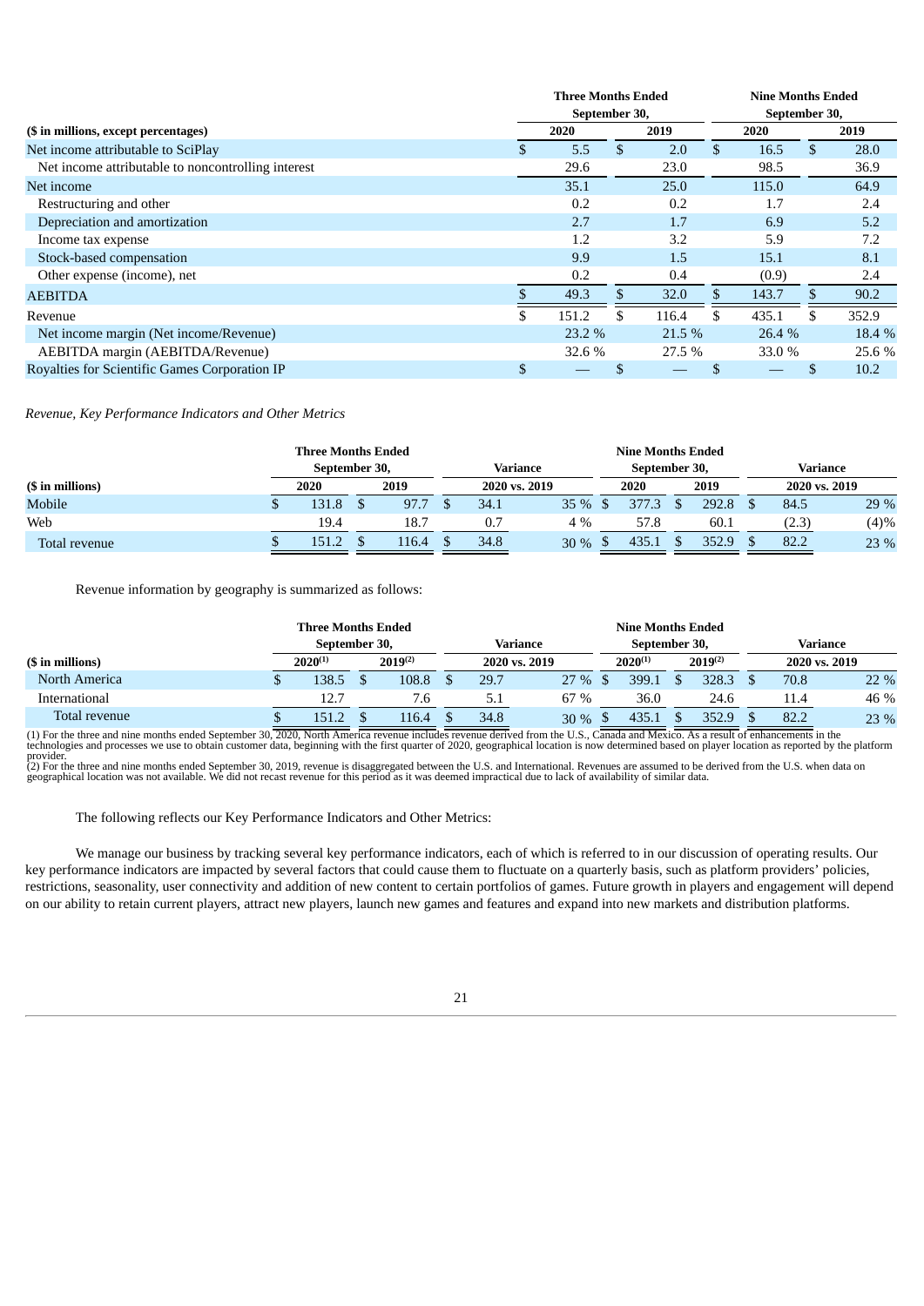| ($ in millions, except percentages) | Three Months Ended September 30, | | Nine Months Ended September 30, | |
|---|---|---|---|---|
| | 2020 | 2019 | 2020 | 2019 |
| Net income attributable to SciPlay | $ 5.5 | $ 2.0 | $ 16.5 | $ 28.0 |
| Net income attributable to noncontrolling interest | 29.6 | 23.0 | 98.5 | 36.9 |
| Net income | 35.1 | 25.0 | 115.0 | 64.9 |
| Restructuring and other | 0.2 | 0.2 | 1.7 | 2.4 |
| Depreciation and amortization | 2.7 | 1.7 | 6.9 | 5.2 |
| Income tax expense | 1.2 | 3.2 | 5.9 | 7.2 |
| Stock-based compensation | 9.9 | 1.5 | 15.1 | 8.1 |
| Other expense (income), net | 0.2 | 0.4 | (0.9) | 2.4 |
| AEBITDA | $ 49.3 | $ 32.0 | $ 143.7 | $ 90.2 |
| Revenue | $ 151.2 | $ 116.4 | $ 435.1 | $ 352.9 |
| Net income margin (Net income/Revenue) | 23.2 % | 21.5 % | 26.4 % | 18.4 % |
| AEBITDA margin (AEBITDA/Revenue) | 32.6 % | 27.5 % | 33.0 % | 25.6 % |
| Royalties for Scientific Games Corporation IP | $ — | $ — | $ — | $ 10.2 |

*Revenue, Key Performance Indicators and Other Metrics*

| ($ in millions) | Three Months Ended September 30, | | Variance | | Nine Months Ended September 30, | | Variance | |
|---|---|---|---|---|---|---|---|---|
| | 2020 | 2019 | 2020 vs. 2019 | | 2020 | 2019 | 2020 vs. 2019 | |
| Mobile | $ 131.8 | $ 97.7 | $ 34.1 | 35 % | $ 377.3 | $ 292.8 | $ 84.5 | 29 % |
| Web | 19.4 | 18.7 | 0.7 | 4 % | 57.8 | 60.1 | (2.3) | (4)% |
| Total revenue | $ 151.2 | $ 116.4 | $ 34.8 | 30 % | $ 435.1 | $ 352.9 | $ 82.2 | 23 % |

Revenue information by geography is summarized as follows:

| ($ in millions) | Three Months Ended September 30, | | Variance | | Nine Months Ended September 30, | | Variance | |
|---|---|---|---|---|---|---|---|---|
| | 2020[(1)] | 2019[(2)] | 2020 vs. 2019 | | 2020[(1)] | 2019[(2)] | 2020 vs. 2019 | |
| North America | $ 138.5 | $ 108.8 | $ 29.7 | 27 % | $ 399.1 | $ 328.3 | $ 70.8 | 22 % |
| International | 12.7 | 7.6 | 5.1 | 67 % | 36.0 | 24.6 | 11.4 | 46 % |
| Total revenue | $ 151.2 | $ 116.4 | $ 34.8 | 30 % | $ 435.1 | $ 352.9 | $ 82.2 | 23 % |

(1) For the three and nine months ended September 30, 2020, North America revenue includes revenue derived from the U.S., Canada and Mexico. As a result of enhancements in the technologies and processes we use to obtain customer data, beginning with the first quarter of 2020, geographical location is now determined based on player location as reported by the platform provider.
(2) For the three and nine months ended September 30, 2019, revenue is disaggregated between the U.S. and International. Revenues are assumed to be derived from the U.S. when data on geographical location was not available. We did not recast revenue for this period as it was deemed impractical due to lack of availability of similar data.

The following reflects our Key Performance Indicators and Other Metrics:

We manage our business by tracking several key performance indicators, each of which is referred to in our discussion of operating results. Our key performance indicators are impacted by several factors that could cause them to fluctuate on a quarterly basis, such as platform providers' policies, restrictions, seasonality, user connectivity and addition of new content to certain portfolios of games. Future growth in players and engagement will depend on our ability to retain current players, attract new players, launch new games and features and expand into new markets and distribution platforms.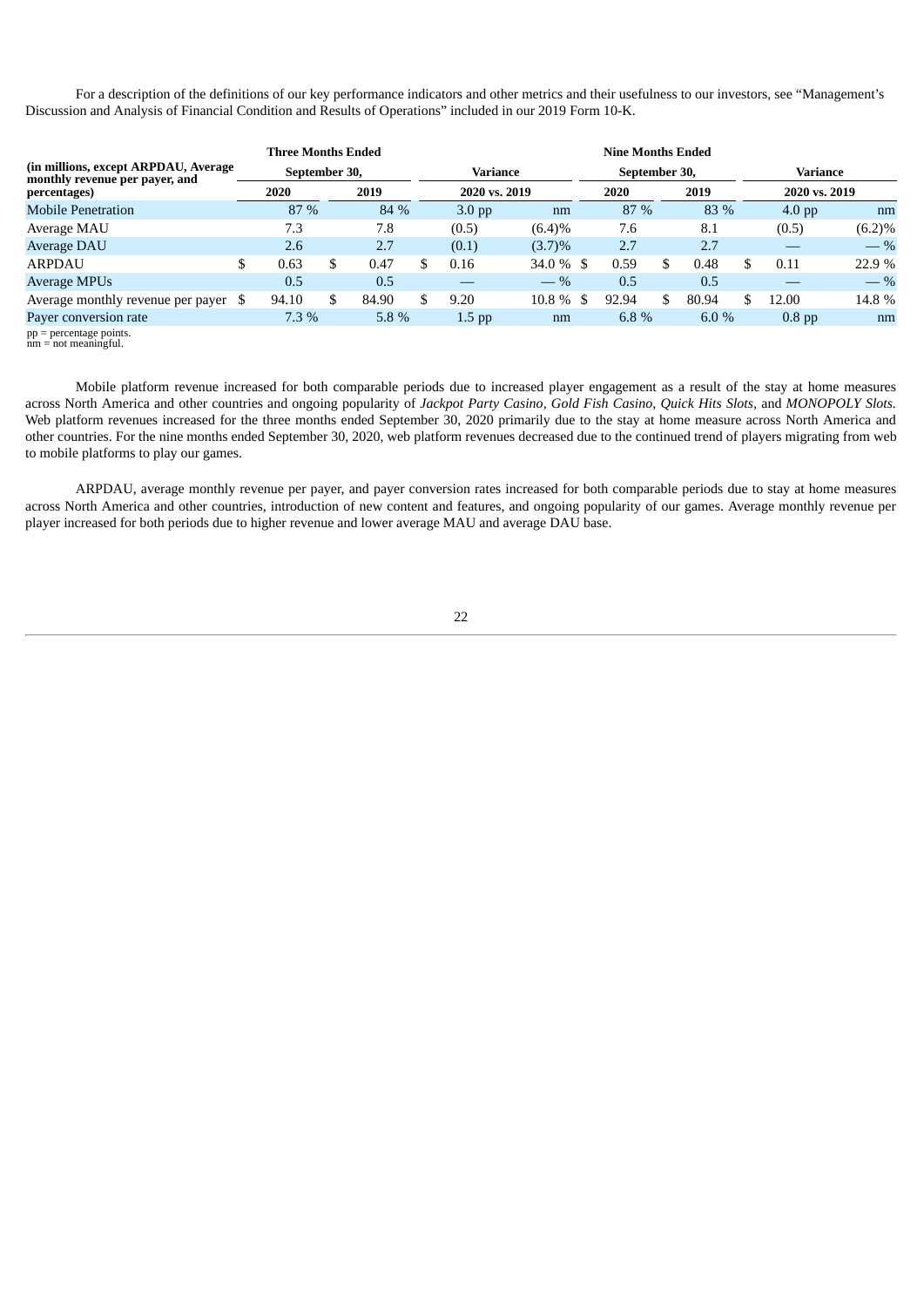For a description of the definitions of our key performance indicators and other metrics and their usefulness to our investors, see "Management's Discussion and Analysis of Financial Condition and Results of Operations" included in our 2019 Form 10-K.

| (in millions, except ARPDAU, Average monthly revenue per payer, and percentages) | Three Months Ended September 30, | | Variance | | Nine Months Ended September 30, | | Variance | |
|---|---|---|---|---|---|---|---|---|
| | 2020 | 2019 | 2020 vs. 2019 | | 2020 | 2019 | 2020 vs. 2019 | |
| Mobile Penetration | 87 % | 84 % | 3.0 pp | nm | 87 % | 83 % | 4.0 pp | nm |
| Average MAU | 7.3 | 7.8 | (0.5) | (6.4)% | 7.6 | 8.1 | (0.5) | (6.2)% |
| Average DAU | 2.6 | 2.7 | (0.1) | (3.7)% | 2.7 | 2.7 | — | — % |
| ARPDAU | $ 0.63 | $ 0.47 | $ 0.16 | 34.0 % | $ 0.59 | $ 0.48 | $ 0.11 | 22.9 % |
| Average MPUs | 0.5 | 0.5 | — | — % | 0.5 | 0.5 | — | — % |
| Average monthly revenue per payer | $ 94.10 | $ 84.90 | $ 9.20 | 10.8 % | $ 92.94 | $ 80.94 | $ 12.00 | 14.8 % |
| Payer conversion rate | 7.3 % | 5.8 % | 1.5 pp | nm | 6.8 % | 6.0 % | 0.8 pp | nm |

pp = percentage points.
nm = not meaningful.

Mobile platform revenue increased for both comparable periods due to increased player engagement as a result of the stay at home measures across North America and other countries and ongoing popularity of *Jackpot Party Casino, Gold Fish Casino, Quick Hits Slots,* and *MONOPOLY Slots.* Web platform revenues increased for the three months ended September 30, 2020 primarily due to the stay at home measure across North America and other countries. For the nine months ended September 30, 2020, web platform revenues decreased due to the continued trend of players migrating from web to mobile platforms to play our games.

ARPDAU, average monthly revenue per payer, and payer conversion rates increased for both comparable periods due to stay at home measures across North America and other countries, introduction of new content and features, and ongoing popularity of our games. Average monthly revenue per player increased for both periods due to higher revenue and lower average MAU and average DAU base.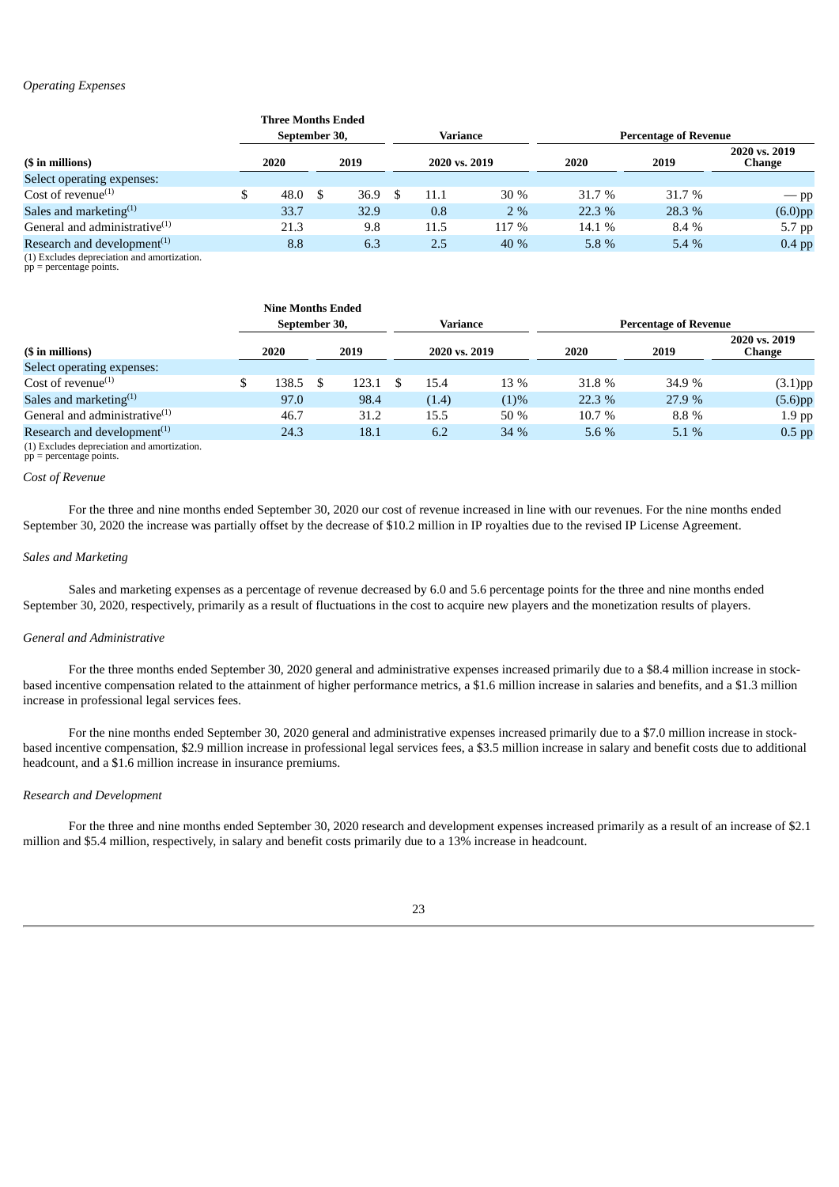*Operating Expenses*

| | Three Months Ended September 30, | | Variance | | Percentage of Revenue | | |
|---|---|---|---|---|---|---|---|
| ($ in millions) | 2020 | 2019 | 2020 vs. 2019 | | 2020 | 2019 | 2020 vs. 2019 Change |
| Select operating expenses: | | | | | | | |
| Cost of revenue(1) | $ 48.0 | $ 36.9 | $ 11.1 | 30 % | 31.7 % | 31.7 % | — pp |
| Sales and marketing(1) | 33.7 | 32.9 | 0.8 | 2 % | 22.3 % | 28.3 % | (6.0)pp |
| General and administrative(1) | 21.3 | 9.8 | 11.5 | 117 % | 14.1 % | 8.4 % | 5.7 pp |
| Research and development(1) | 8.8 | 6.3 | 2.5 | 40 % | 5.8 % | 5.4 % | 0.4 pp |

(1) Excludes depreciation and amortization.
pp = percentage points.

| | Nine Months Ended September 30, | | Variance | | Percentage of Revenue | | |
|---|---|---|---|---|---|---|---|
| ($ in millions) | 2020 | 2019 | 2020 vs. 2019 | | 2020 | 2019 | 2020 vs. 2019 Change |
| Select operating expenses: | | | | | | | |
| Cost of revenue(1) | $ 138.5 | $ 123.1 | $ 15.4 | 13 % | 31.8 % | 34.9 % | (3.1)pp |
| Sales and marketing(1) | 97.0 | 98.4 | (1.4) | (1)% | 22.3 % | 27.9 % | (5.6)pp |
| General and administrative(1) | 46.7 | 31.2 | 15.5 | 50 % | 10.7 % | 8.8 % | 1.9 pp |
| Research and development(1) | 24.3 | 18.1 | 6.2 | 34 % | 5.6 % | 5.1 % | 0.5 pp |

(1) Excludes depreciation and amortization.
pp = percentage points.

*Cost of Revenue*

For the three and nine months ended September 30, 2020 our cost of revenue increased in line with our revenues. For the nine months ended September 30, 2020 the increase was partially offset by the decrease of $10.2 million in IP royalties due to the revised IP License Agreement.

*Sales and Marketing*

Sales and marketing expenses as a percentage of revenue decreased by 6.0 and 5.6 percentage points for the three and nine months ended September 30, 2020, respectively, primarily as a result of fluctuations in the cost to acquire new players and the monetization results of players.

*General and Administrative*

For the three months ended September 30, 2020 general and administrative expenses increased primarily due to a $8.4 million increase in stock-based incentive compensation related to the attainment of higher performance metrics, a $1.6 million increase in salaries and benefits, and a $1.3 million increase in professional legal services fees.

For the nine months ended September 30, 2020 general and administrative expenses increased primarily due to a $7.0 million increase in stock-based incentive compensation, $2.9 million increase in professional legal services fees, a $3.5 million increase in salary and benefit costs due to additional headcount, and a $1.6 million increase in insurance premiums.

*Research and Development*

For the three and nine months ended September 30, 2020 research and development expenses increased primarily as a result of an increase of $2.1 million and $5.4 million, respectively, in salary and benefit costs primarily due to a 13% increase in headcount.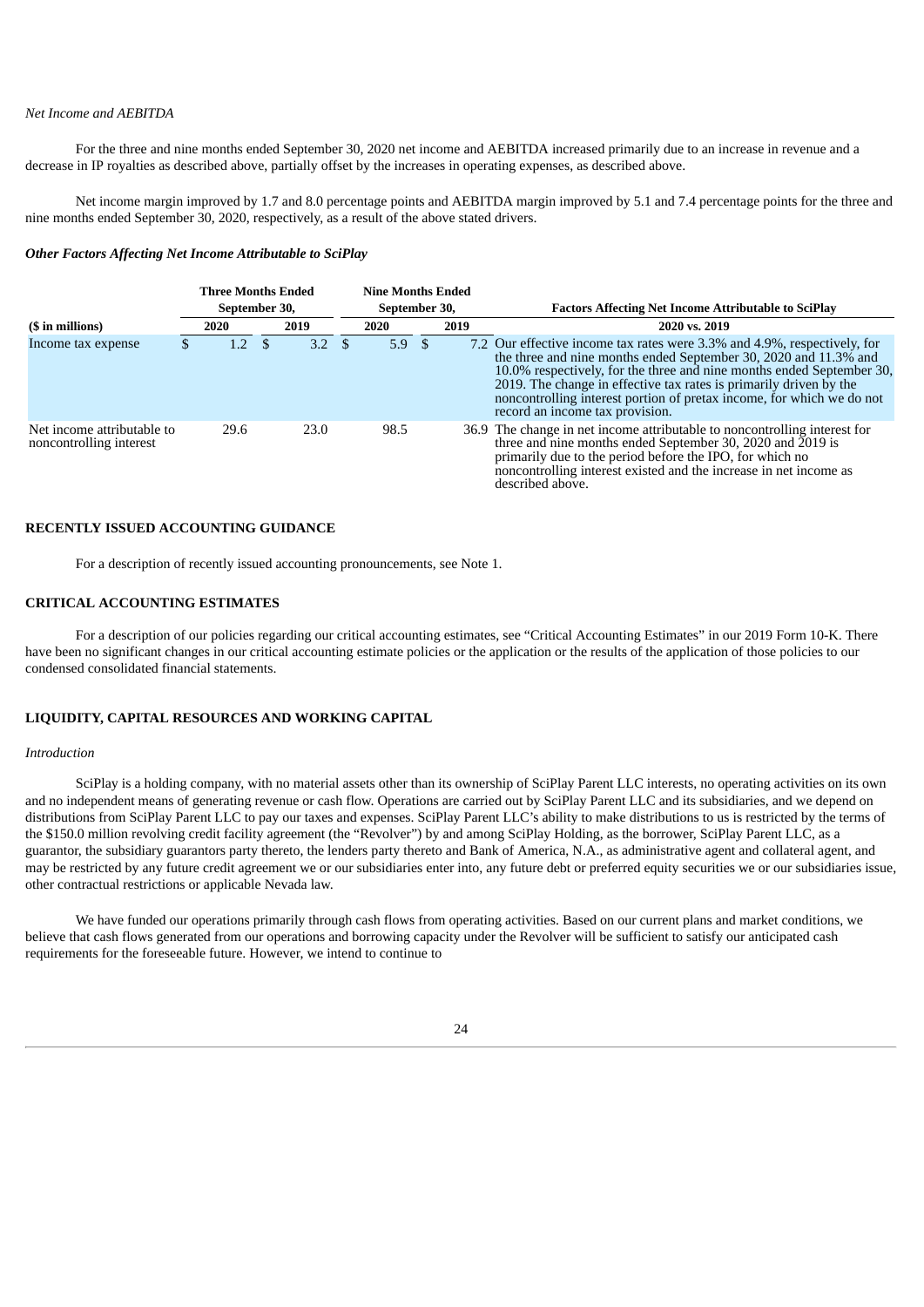*Net Income and AEBITDA*

For the three and nine months ended September 30, 2020 net income and AEBITDA increased primarily due to an increase in revenue and a decrease in IP royalties as described above, partially offset by the increases in operating expenses, as described above.

Net income margin improved by 1.7 and 8.0 percentage points and AEBITDA margin improved by 5.1 and 7.4 percentage points for the three and nine months ended September 30, 2020, respectively, as a result of the above stated drivers.

***Other Factors Affecting Net Income Attributable to SciPlay***

| | Three Months Ended September 30, | | Nine Months Ended September 30, | | Factors Affecting Net Income Attributable to SciPlay |
|---|---|---|---|---|---|
| ($ in millions) | 2020 | 2019 | 2020 | 2019 | 2020 vs. 2019 |
| Income tax expense | $ 1.2 | $ 3.2 | $ 5.9 | $ 7.2 | Our effective income tax rates were 3.3% and 4.9%, respectively, for the three and nine months ended September 30, 2020 and 11.3% and 10.0% respectively, for the three and nine months ended September 30, 2019. The change in effective tax rates is primarily driven by the noncontrolling interest portion of pretax income, for which we do not record an income tax provision. |
| Net income attributable to noncontrolling interest | 29.6 | 23.0 | 98.5 | 36.9 | The change in net income attributable to noncontrolling interest for three and nine months ended September 30, 2020 and 2019 is primarily due to the period before the IPO, for which no noncontrolling interest existed and the increase in net income as described above. |

## RECENTLY ISSUED ACCOUNTING GUIDANCE

For a description of recently issued accounting pronouncements, see Note 1.

## CRITICAL ACCOUNTING ESTIMATES

For a description of our policies regarding our critical accounting estimates, see "Critical Accounting Estimates" in our 2019 Form 10-K. There have been no significant changes in our critical accounting estimate policies or the application or the results of the application of those policies to our condensed consolidated financial statements.

## LIQUIDITY, CAPITAL RESOURCES AND WORKING CAPITAL

*Introduction*

SciPlay is a holding company, with no material assets other than its ownership of SciPlay Parent LLC interests, no operating activities on its own and no independent means of generating revenue or cash flow. Operations are carried out by SciPlay Parent LLC and its subsidiaries, and we depend on distributions from SciPlay Parent LLC to pay our taxes and expenses. SciPlay Parent LLC's ability to make distributions to us is restricted by the terms of the $150.0 million revolving credit facility agreement (the "Revolver") by and among SciPlay Holding, as the borrower, SciPlay Parent LLC, as a guarantor, the subsidiary guarantors party thereto, the lenders party thereto and Bank of America, N.A., as administrative agent and collateral agent, and may be restricted by any future credit agreement we or our subsidiaries enter into, any future debt or preferred equity securities we or our subsidiaries issue, other contractual restrictions or applicable Nevada law.

We have funded our operations primarily through cash flows from operating activities. Based on our current plans and market conditions, we believe that cash flows generated from our operations and borrowing capacity under the Revolver will be sufficient to satisfy our anticipated cash requirements for the foreseeable future. However, we intend to continue to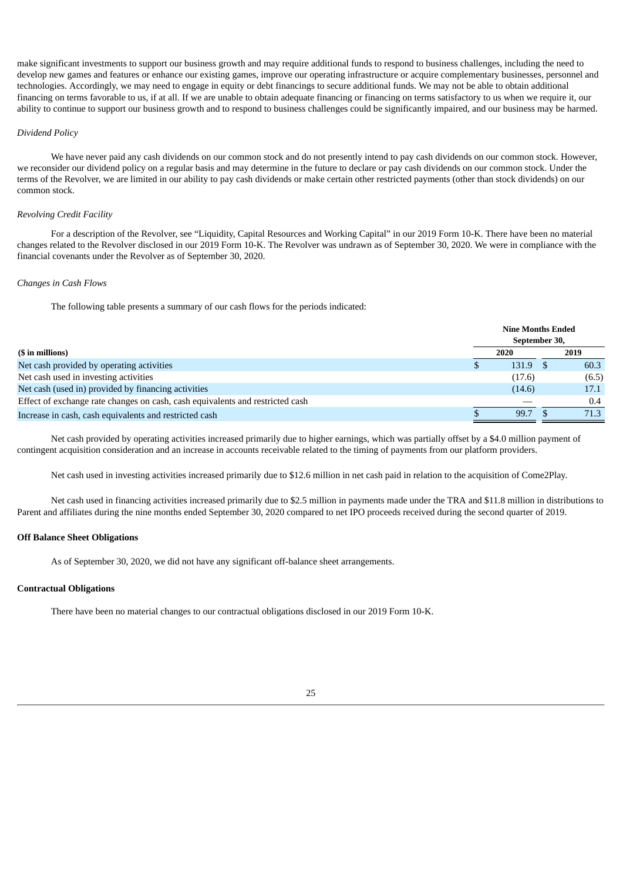make significant investments to support our business growth and may require additional funds to respond to business challenges, including the need to develop new games and features or enhance our existing games, improve our operating infrastructure or acquire complementary businesses, personnel and technologies. Accordingly, we may need to engage in equity or debt financings to secure additional funds. We may not be able to obtain additional financing on terms favorable to us, if at all. If we are unable to obtain adequate financing or financing on terms satisfactory to us when we require it, our ability to continue to support our business growth and to respond to business challenges could be significantly impaired, and our business may be harmed.

*Dividend Policy*

We have never paid any cash dividends on our common stock and do not presently intend to pay cash dividends on our common stock. However, we reconsider our dividend policy on a regular basis and may determine in the future to declare or pay cash dividends on our common stock. Under the terms of the Revolver, we are limited in our ability to pay cash dividends or make certain other restricted payments (other than stock dividends) on our common stock.

*Revolving Credit Facility*

For a description of the Revolver, see "Liquidity, Capital Resources and Working Capital" in our 2019 Form 10-K. There have been no material changes related to the Revolver disclosed in our 2019 Form 10-K. The Revolver was undrawn as of September 30, 2020. We were in compliance with the financial covenants under the Revolver as of September 30, 2020.

*Changes in Cash Flows*

The following table presents a summary of our cash flows for the periods indicated:

| | Nine Months Ended September 30, | |
|---|---|---|
| **($ in millions)** | **2020** | **2019** |
| Net cash provided by operating activities | $ 131.9 | $ 60.3 |
| Net cash used in investing activities | (17.6) | (6.5) |
| Net cash (used in) provided by financing activities | (14.6) | 17.1 |
| Effect of exchange rate changes on cash, cash equivalents and restricted cash | — | 0.4 |
| Increase in cash, cash equivalents and restricted cash | $ 99.7 | $ 71.3 |

Net cash provided by operating activities increased primarily due to higher earnings, which was partially offset by a $4.0 million payment of contingent acquisition consideration and an increase in accounts receivable related to the timing of payments from our platform providers.

Net cash used in investing activities increased primarily due to $12.6 million in net cash paid in relation to the acquisition of Come2Play.

Net cash used in financing activities increased primarily due to $2.5 million in payments made under the TRA and $11.8 million in distributions to Parent and affiliates during the nine months ended September 30, 2020 compared to net IPO proceeds received during the second quarter of 2019.

**Off Balance Sheet Obligations**

As of September 30, 2020, we did not have any significant off-balance sheet arrangements.

**Contractual Obligations**

There have been no material changes to our contractual obligations disclosed in our 2019 Form 10-K.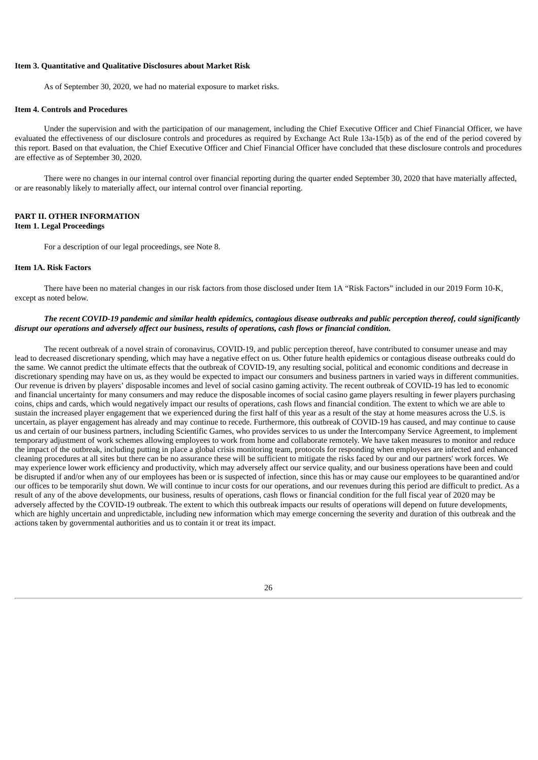**Item 3. Quantitative and Qualitative Disclosures about Market Risk**

As of September 30, 2020, we had no material exposure to market risks.

**Item 4. Controls and Procedures**

Under the supervision and with the participation of our management, including the Chief Executive Officer and Chief Financial Officer, we have evaluated the effectiveness of our disclosure controls and procedures as required by Exchange Act Rule 13a-15(b) as of the end of the period covered by this report. Based on that evaluation, the Chief Executive Officer and Chief Financial Officer have concluded that these disclosure controls and procedures are effective as of September 30, 2020.

There were no changes in our internal control over financial reporting during the quarter ended September 30, 2020 that have materially affected, or are reasonably likely to materially affect, our internal control over financial reporting.

## PART II. OTHER INFORMATION

**Item 1. Legal Proceedings**

For a description of our legal proceedings, see Note 8.

**Item 1A. Risk Factors**

There have been no material changes in our risk factors from those disclosed under Item 1A "Risk Factors" included in our 2019 Form 10-K, except as noted below.

***The recent COVID-19 pandemic and similar health epidemics, contagious disease outbreaks and public perception thereof, could significantly disrupt our operations and adversely affect our business, results of operations, cash flows or financial condition.***

The recent outbreak of a novel strain of coronavirus, COVID-19, and public perception thereof, have contributed to consumer unease and may lead to decreased discretionary spending, which may have a negative effect on us. Other future health epidemics or contagious disease outbreaks could do the same. We cannot predict the ultimate effects that the outbreak of COVID-19, any resulting social, political and economic conditions and decrease in discretionary spending may have on us, as they would be expected to impact our consumers and business partners in varied ways in different communities. Our revenue is driven by players' disposable incomes and level of social casino gaming activity. The recent outbreak of COVID-19 has led to economic and financial uncertainty for many consumers and may reduce the disposable incomes of social casino game players resulting in fewer players purchasing coins, chips and cards, which would negatively impact our results of operations, cash flows and financial condition. The extent to which we are able to sustain the increased player engagement that we experienced during the first half of this year as a result of the stay at home measures across the U.S. is uncertain, as player engagement has already and may continue to recede. Furthermore, this outbreak of COVID-19 has caused, and may continue to cause us and certain of our business partners, including Scientific Games, who provides services to us under the Intercompany Service Agreement, to implement temporary adjustment of work schemes allowing employees to work from home and collaborate remotely. We have taken measures to monitor and reduce the impact of the outbreak, including putting in place a global crisis monitoring team, protocols for responding when employees are infected and enhanced cleaning procedures at all sites but there can be no assurance these will be sufficient to mitigate the risks faced by our and our partners' work forces. We may experience lower work efficiency and productivity, which may adversely affect our service quality, and our business operations have been and could be disrupted if and/or when any of our employees has been or is suspected of infection, since this has or may cause our employees to be quarantined and/or our offices to be temporarily shut down. We will continue to incur costs for our operations, and our revenues during this period are difficult to predict. As a result of any of the above developments, our business, results of operations, cash flows or financial condition for the full fiscal year of 2020 may be adversely affected by the COVID-19 outbreak. The extent to which this outbreak impacts our results of operations will depend on future developments, which are highly uncertain and unpredictable, including new information which may emerge concerning the severity and duration of this outbreak and the actions taken by governmental authorities and us to contain it or treat its impact.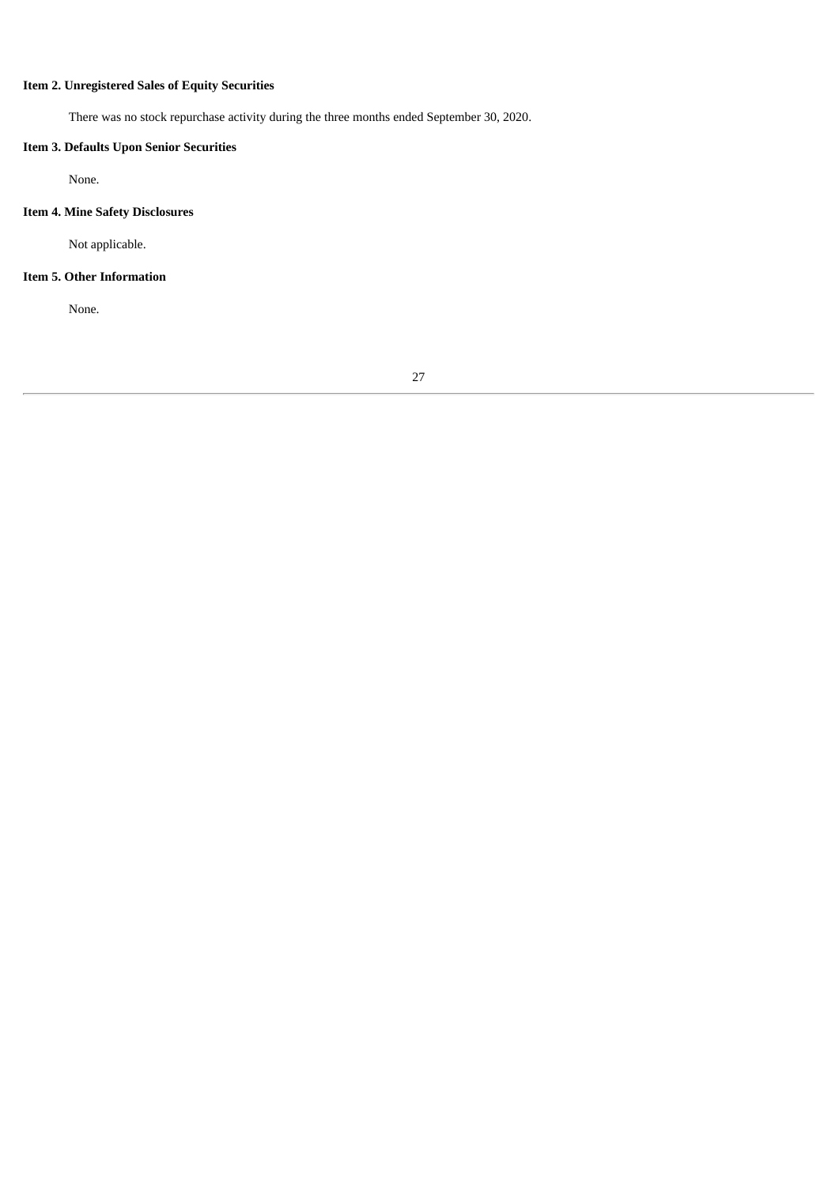**Item 2. Unregistered Sales of Equity Securities**

There was no stock repurchase activity during the three months ended September 30, 2020.

**Item 3. Defaults Upon Senior Securities**

None.

**Item 4. Mine Safety Disclosures**

Not applicable.

**Item 5. Other Information**

None.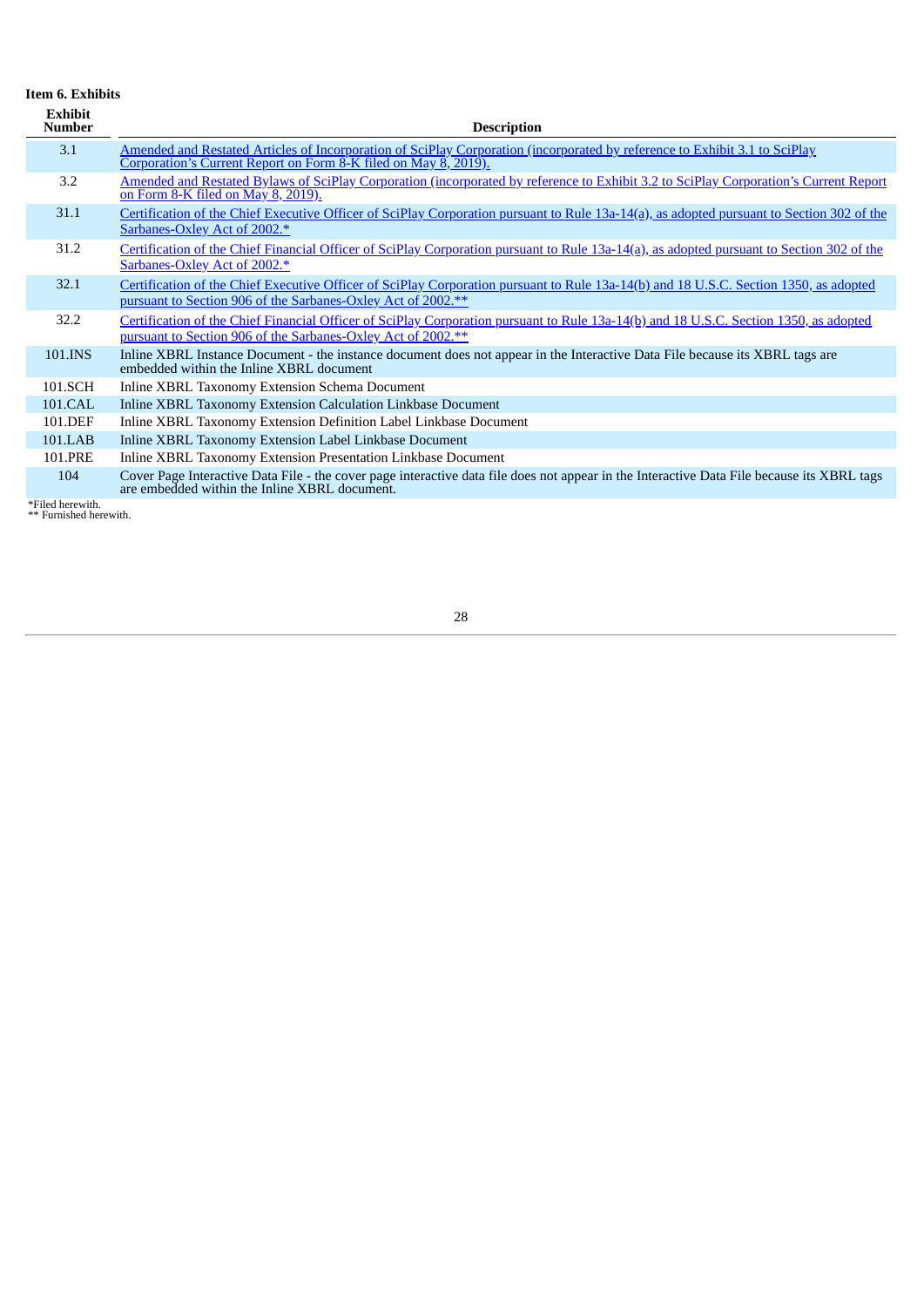**Item 6. Exhibits**

| Exhibit Number | Description |
|---|---|
| 3.1 | Amended and Restated Articles of Incorporation of SciPlay Corporation (incorporated by reference to Exhibit 3.1 to SciPlay Corporation's Current Report on Form 8-K filed on May 8, 2019). |
| 3.2 | Amended and Restated Bylaws of SciPlay Corporation (incorporated by reference to Exhibit 3.2 to SciPlay Corporation's Current Report on Form 8-K filed on May 8, 2019). |
| 31.1 | Certification of the Chief Executive Officer of SciPlay Corporation pursuant to Rule 13a-14(a), as adopted pursuant to Section 302 of the Sarbanes-Oxley Act of 2002.* |
| 31.2 | Certification of the Chief Financial Officer of SciPlay Corporation pursuant to Rule 13a-14(a), as adopted pursuant to Section 302 of the Sarbanes-Oxley Act of 2002.* |
| 32.1 | Certification of the Chief Executive Officer of SciPlay Corporation pursuant to Rule 13a-14(b) and 18 U.S.C. Section 1350, as adopted pursuant to Section 906 of the Sarbanes-Oxley Act of 2002.** |
| 32.2 | Certification of the Chief Financial Officer of SciPlay Corporation pursuant to Rule 13a-14(b) and 18 U.S.C. Section 1350, as adopted pursuant to Section 906 of the Sarbanes-Oxley Act of 2002.** |
| 101.INS | Inline XBRL Instance Document - the instance document does not appear in the Interactive Data File because its XBRL tags are embedded within the Inline XBRL document |
| 101.SCH | Inline XBRL Taxonomy Extension Schema Document |
| 101.CAL | Inline XBRL Taxonomy Extension Calculation Linkbase Document |
| 101.DEF | Inline XBRL Taxonomy Extension Definition Label Linkbase Document |
| 101.LAB | Inline XBRL Taxonomy Extension Label Linkbase Document |
| 101.PRE | Inline XBRL Taxonomy Extension Presentation Linkbase Document |
| 104 | Cover Page Interactive Data File - the cover page interactive data file does not appear in the Interactive Data File because its XBRL tags are embedded within the Inline XBRL document. |

*Filed herewith.
** Furnished herewith.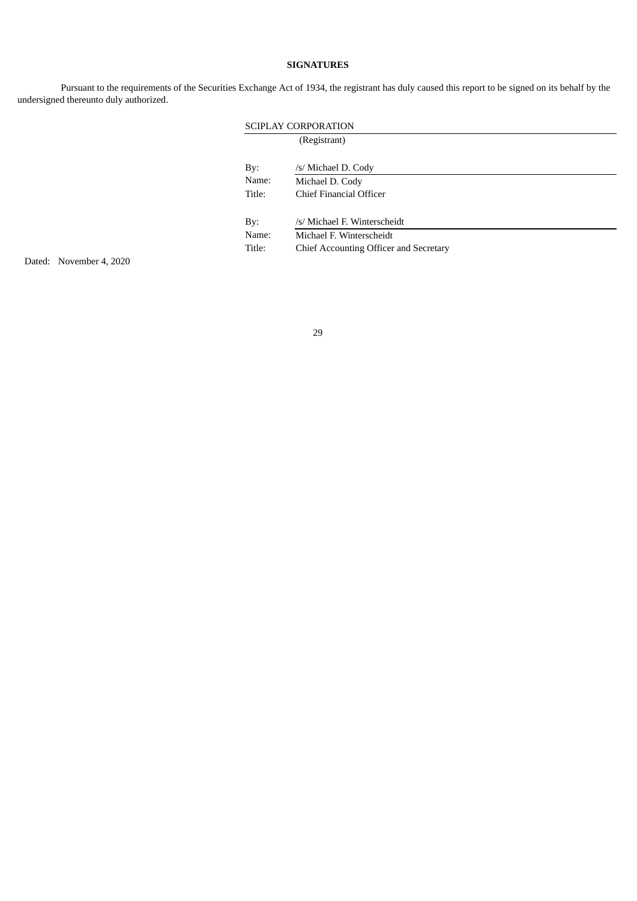**SIGNATURES**

Pursuant to the requirements of the Securities Exchange Act of 1934, the registrant has duly caused this report to be signed on its behalf by the undersigned thereunto duly authorized.

SCIPLAY CORPORATION
(Registrant)

| | |
|---|---|
| By: | /s/ Michael D. Cody |
| Name: | Michael D. Cody |
| Title: | Chief Financial Officer |
| | |
| By: | /s/ Michael F. Winterscheidt |
| Name: | Michael F. Winterscheidt |
| Title: | Chief Accounting Officer and Secretary |

Dated: November 4, 2020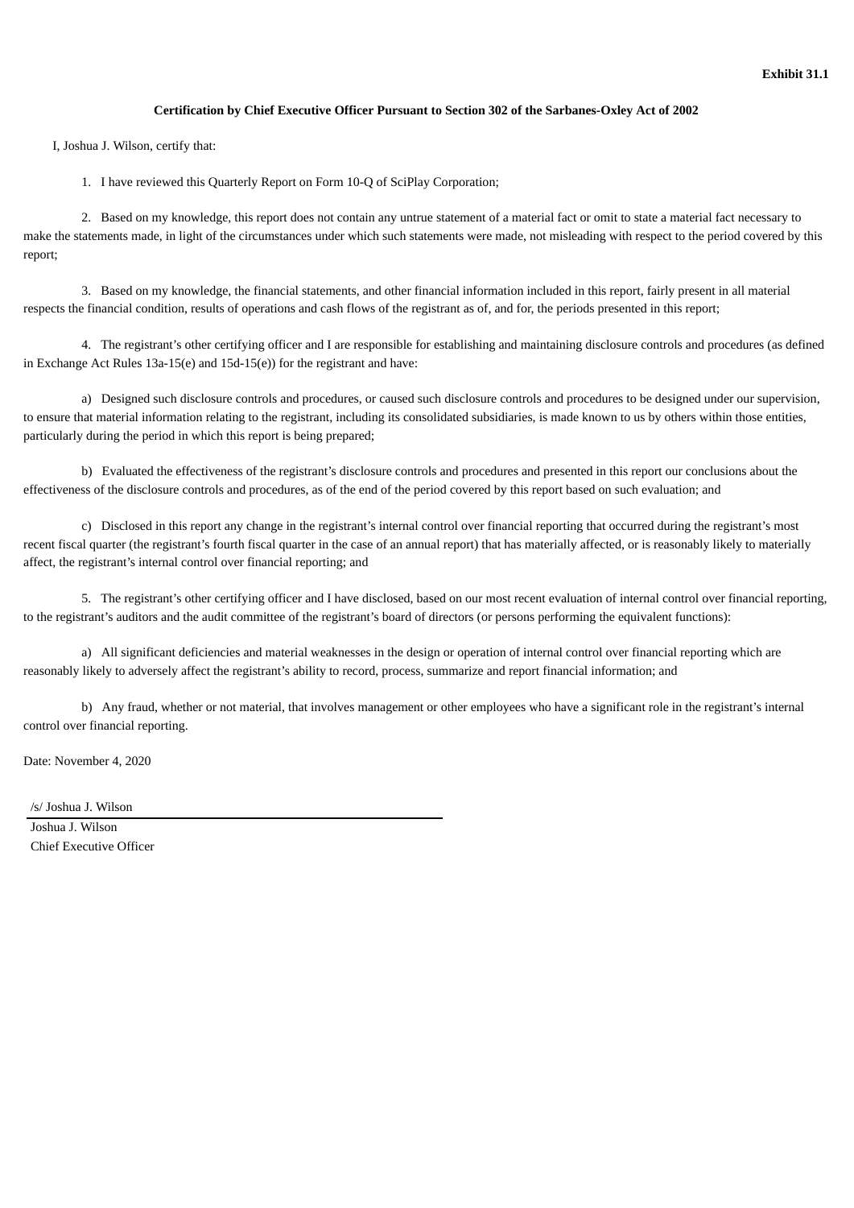**Exhibit 31.1**

**Certification by Chief Executive Officer Pursuant to Section 302 of the Sarbanes-Oxley Act of 2002**

I, Joshua J. Wilson, certify that:

1. I have reviewed this Quarterly Report on Form 10-Q of SciPlay Corporation;

2. Based on my knowledge, this report does not contain any untrue statement of a material fact or omit to state a material fact necessary to make the statements made, in light of the circumstances under which such statements were made, not misleading with respect to the period covered by this report;

3. Based on my knowledge, the financial statements, and other financial information included in this report, fairly present in all material respects the financial condition, results of operations and cash flows of the registrant as of, and for, the periods presented in this report;

4. The registrant's other certifying officer and I are responsible for establishing and maintaining disclosure controls and procedures (as defined in Exchange Act Rules 13a-15(e) and 15d-15(e)) for the registrant and have:

a) Designed such disclosure controls and procedures, or caused such disclosure controls and procedures to be designed under our supervision, to ensure that material information relating to the registrant, including its consolidated subsidiaries, is made known to us by others within those entities, particularly during the period in which this report is being prepared;

b) Evaluated the effectiveness of the registrant's disclosure controls and procedures and presented in this report our conclusions about the effectiveness of the disclosure controls and procedures, as of the end of the period covered by this report based on such evaluation; and

c) Disclosed in this report any change in the registrant's internal control over financial reporting that occurred during the registrant's most recent fiscal quarter (the registrant's fourth fiscal quarter in the case of an annual report) that has materially affected, or is reasonably likely to materially affect, the registrant's internal control over financial reporting; and

5. The registrant's other certifying officer and I have disclosed, based on our most recent evaluation of internal control over financial reporting, to the registrant's auditors and the audit committee of the registrant's board of directors (or persons performing the equivalent functions):

a) All significant deficiencies and material weaknesses in the design or operation of internal control over financial reporting which are reasonably likely to adversely affect the registrant's ability to record, process, summarize and report financial information; and

b) Any fraud, whether or not material, that involves management or other employees who have a significant role in the registrant's internal control over financial reporting.

Date: November 4, 2020

/s/ Joshua J. Wilson

Joshua J. Wilson
Chief Executive Officer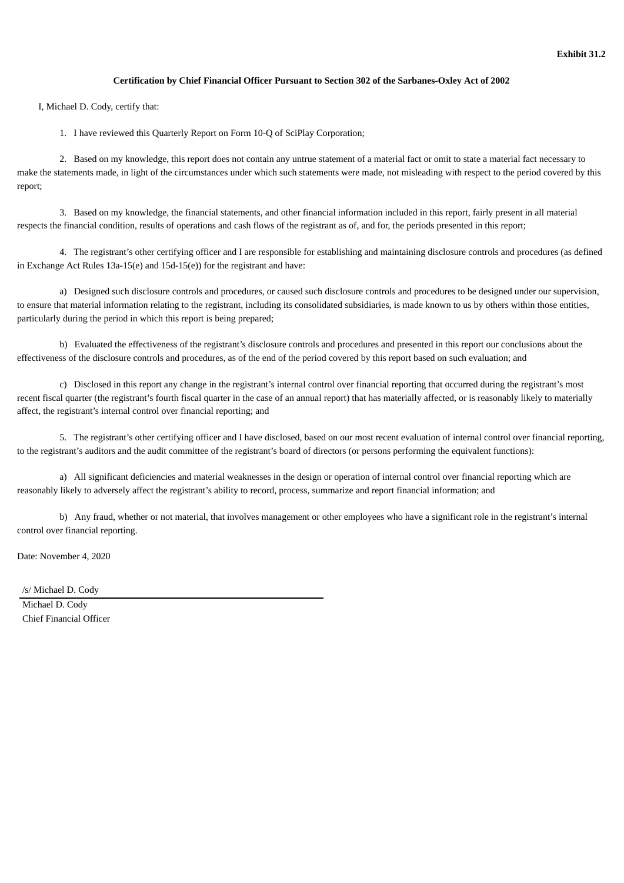**Exhibit 31.2**

**Certification by Chief Financial Officer Pursuant to Section 302 of the Sarbanes-Oxley Act of 2002**

I, Michael D. Cody, certify that:

1. I have reviewed this Quarterly Report on Form 10-Q of SciPlay Corporation;

2. Based on my knowledge, this report does not contain any untrue statement of a material fact or omit to state a material fact necessary to make the statements made, in light of the circumstances under which such statements were made, not misleading with respect to the period covered by this report;

3. Based on my knowledge, the financial statements, and other financial information included in this report, fairly present in all material respects the financial condition, results of operations and cash flows of the registrant as of, and for, the periods presented in this report;

4. The registrant's other certifying officer and I are responsible for establishing and maintaining disclosure controls and procedures (as defined in Exchange Act Rules 13a-15(e) and 15d-15(e)) for the registrant and have:

a) Designed such disclosure controls and procedures, or caused such disclosure controls and procedures to be designed under our supervision, to ensure that material information relating to the registrant, including its consolidated subsidiaries, is made known to us by others within those entities, particularly during the period in which this report is being prepared;

b) Evaluated the effectiveness of the registrant's disclosure controls and procedures and presented in this report our conclusions about the effectiveness of the disclosure controls and procedures, as of the end of the period covered by this report based on such evaluation; and

c) Disclosed in this report any change in the registrant's internal control over financial reporting that occurred during the registrant's most recent fiscal quarter (the registrant's fourth fiscal quarter in the case of an annual report) that has materially affected, or is reasonably likely to materially affect, the registrant's internal control over financial reporting; and

5. The registrant's other certifying officer and I have disclosed, based on our most recent evaluation of internal control over financial reporting, to the registrant's auditors and the audit committee of the registrant's board of directors (or persons performing the equivalent functions):

a) All significant deficiencies and material weaknesses in the design or operation of internal control over financial reporting which are reasonably likely to adversely affect the registrant's ability to record, process, summarize and report financial information; and

b) Any fraud, whether or not material, that involves management or other employees who have a significant role in the registrant's internal control over financial reporting.

Date: November 4, 2020

/s/ Michael D. Cody

Michael D. Cody
Chief Financial Officer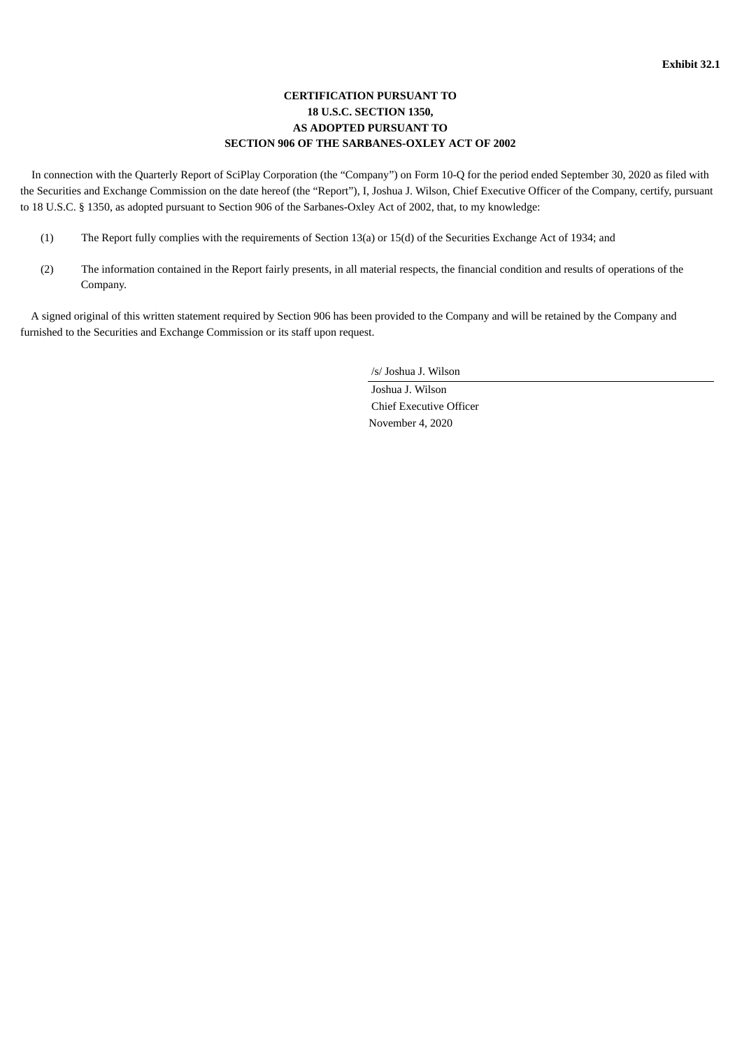**Exhibit 32.1**

**CERTIFICATION PURSUANT TO**
**18 U.S.C. SECTION 1350,**
**AS ADOPTED PURSUANT TO**
**SECTION 906 OF THE SARBANES-OXLEY ACT OF 2002**

In connection with the Quarterly Report of SciPlay Corporation (the “Company”) on Form 10-Q for the period ended September 30, 2020 as filed with the Securities and Exchange Commission on the date hereof (the “Report”), I, Joshua J. Wilson, Chief Executive Officer of the Company, certify, pursuant to 18 U.S.C. § 1350, as adopted pursuant to Section 906 of the Sarbanes-Oxley Act of 2002, that, to my knowledge:

(1) The Report fully complies with the requirements of Section 13(a) or 15(d) of the Securities Exchange Act of 1934; and

(2) The information contained in the Report fairly presents, in all material respects, the financial condition and results of operations of the Company.

A signed original of this written statement required by Section 906 has been provided to the Company and will be retained by the Company and furnished to the Securities and Exchange Commission or its staff upon request.

/s/ Joshua J. Wilson

Joshua J. Wilson
Chief Executive Officer
November 4, 2020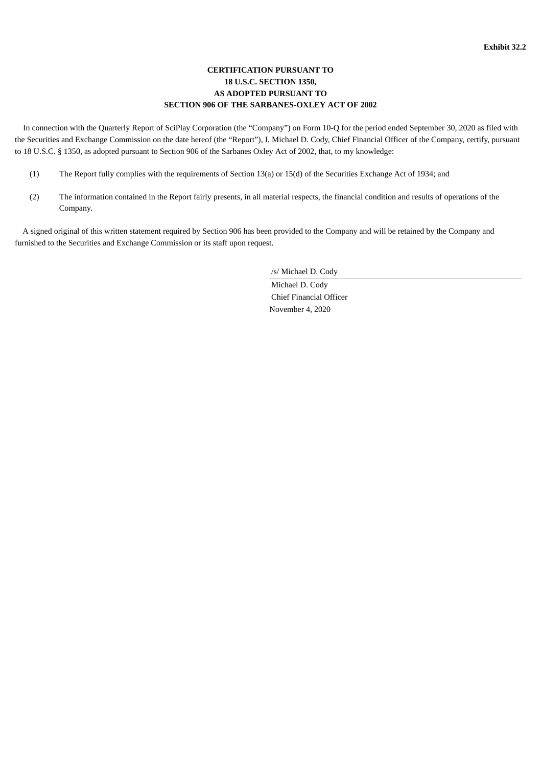**Exhibit 32.2**

**CERTIFICATION PURSUANT TO**
**18 U.S.C. SECTION 1350,**
**AS ADOPTED PURSUANT TO**
**SECTION 906 OF THE SARBANES-OXLEY ACT OF 2002**

In connection with the Quarterly Report of SciPlay Corporation (the "Company") on Form 10-Q for the period ended September 30, 2020 as filed with the Securities and Exchange Commission on the date hereof (the "Report"), I, Michael D. Cody, Chief Financial Officer of the Company, certify, pursuant to 18 U.S.C. § 1350, as adopted pursuant to Section 906 of the Sarbanes Oxley Act of 2002, that, to my knowledge:

(1) The Report fully complies with the requirements of Section 13(a) or 15(d) of the Securities Exchange Act of 1934; and

(2) The information contained in the Report fairly presents, in all material respects, the financial condition and results of operations of the Company.

A signed original of this written statement required by Section 906 has been provided to the Company and will be retained by the Company and furnished to the Securities and Exchange Commission or its staff upon request.

/s/ Michael D. Cody

Michael D. Cody
Chief Financial Officer
November 4, 2020